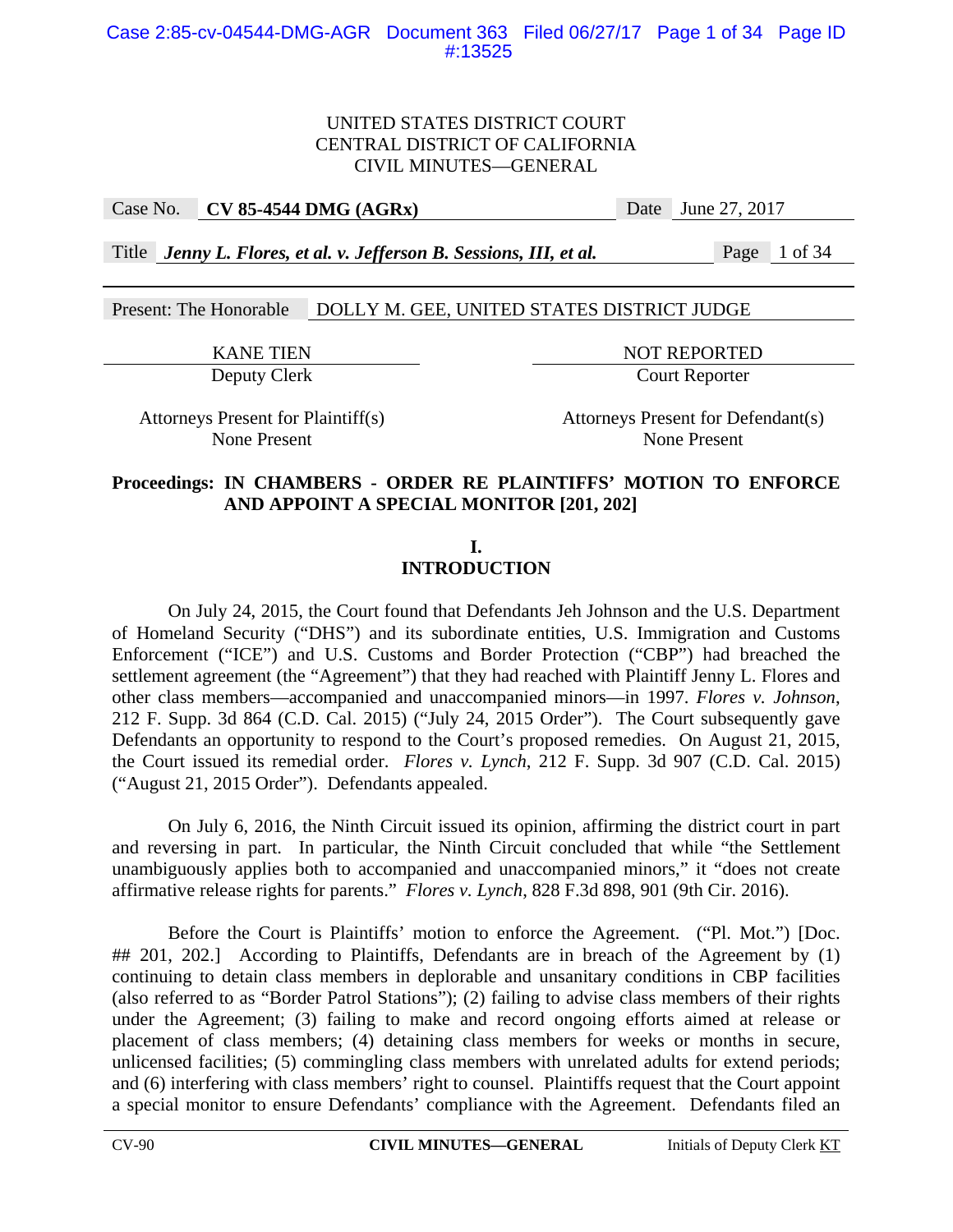UNITED STATES DISTRICT COURT
CENTRAL DISTRICT OF CALIFORNIA
CIVIL MINUTES—GENERAL

| Case No. | **CV 85-4544 DMG (AGRx)** | Date | June 27, 2017 |
|---|---|---|---|
| Title | ***Jenny L. Flores, et al. v. Jefferson B. Sessions, III, et al.*** | | |

Present: The Honorable DOLLY M. GEE, UNITED STATES DISTRICT JUDGE

| KANE TIEN | NOT REPORTED |
|---|---|
| Deputy Clerk | Court Reporter |
| Attorneys Present for Plaintiff(s) | Attorneys Present for Defendant(s) |
| None Present | None Present |

**Proceedings: IN CHAMBERS - ORDER RE PLAINTIFFS' MOTION TO ENFORCE AND APPOINT A SPECIAL MONITOR [201, 202]**

## I. INTRODUCTION

On July 24, 2015, the Court found that Defendants Jeh Johnson and the U.S. Department of Homeland Security ("DHS") and its subordinate entities, U.S. Immigration and Customs Enforcement ("ICE") and U.S. Customs and Border Protection ("CBP") had breached the settlement agreement (the "Agreement") that they had reached with Plaintiff Jenny L. Flores and other class members—accompanied and unaccompanied minors—in 1997. *Flores v. Johnson*, 212 F. Supp. 3d 864 (C.D. Cal. 2015) ("July 24, 2015 Order"). The Court subsequently gave Defendants an opportunity to respond to the Court's proposed remedies. On August 21, 2015, the Court issued its remedial order. *Flores v. Lynch*, 212 F. Supp. 3d 907 (C.D. Cal. 2015) ("August 21, 2015 Order"). Defendants appealed.

On July 6, 2016, the Ninth Circuit issued its opinion, affirming the district court in part and reversing in part. In particular, the Ninth Circuit concluded that while "the Settlement unambiguously applies both to accompanied and unaccompanied minors," it "does not create affirmative release rights for parents." *Flores v. Lynch*, 828 F.3d 898, 901 (9th Cir. 2016).

Before the Court is Plaintiffs' motion to enforce the Agreement. ("Pl. Mot.") [Doc. ## 201, 202.] According to Plaintiffs, Defendants are in breach of the Agreement by (1) continuing to detain class members in deplorable and unsanitary conditions in CBP facilities (also referred to as "Border Patrol Stations"); (2) failing to advise class members of their rights under the Agreement; (3) failing to make and record ongoing efforts aimed at release or placement of class members; (4) detaining class members for weeks or months in secure, unlicensed facilities; (5) commingling class members with unrelated adults for extend periods; and (6) interfering with class members' right to counsel. Plaintiffs request that the Court appoint a special monitor to ensure Defendants' compliance with the Agreement. Defendants filed an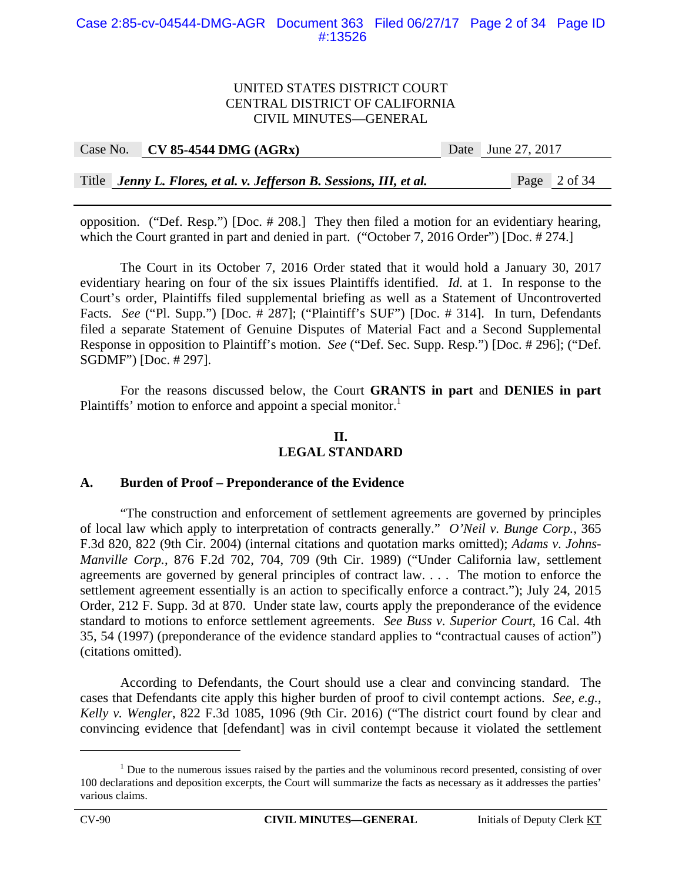opposition. ("Def. Resp.") [Doc. # 208.] They then filed a motion for an evidentiary hearing, which the Court granted in part and denied in part. ("October 7, 2016 Order") [Doc. # 274.]

The Court in its October 7, 2016 Order stated that it would hold a January 30, 2017 evidentiary hearing on four of the six issues Plaintiffs identified. *Id.* at 1. In response to the Court's order, Plaintiffs filed supplemental briefing as well as a Statement of Uncontroverted Facts. *See* ("Pl. Supp.") [Doc. # 287]; ("Plaintiff's SUF") [Doc. # 314]. In turn, Defendants filed a separate Statement of Genuine Disputes of Material Fact and a Second Supplemental Response in opposition to Plaintiff's motion. *See* ("Def. Sec. Supp. Resp.") [Doc. # 296]; ("Def. SGDMF") [Doc. # 297].

For the reasons discussed below, the Court **GRANTS in part** and **DENIES in part** Plaintiffs' motion to enforce and appoint a special monitor.[1]

## II.
## LEGAL STANDARD

### A. Burden of Proof – Preponderance of the Evidence

"The construction and enforcement of settlement agreements are governed by principles of local law which apply to interpretation of contracts generally." *O'Neil v. Bunge Corp.*, 365 F.3d 820, 822 (9th Cir. 2004) (internal citations and quotation marks omitted); *Adams v. Johns-Manville Corp.*, 876 F.2d 702, 704, 709 (9th Cir. 1989) ("Under California law, settlement agreements are governed by general principles of contract law. . . . The motion to enforce the settlement agreement essentially is an action to specifically enforce a contract."); July 24, 2015 Order, 212 F. Supp. 3d at 870. Under state law, courts apply the preponderance of the evidence standard to motions to enforce settlement agreements. *See Buss v. Superior Court*, 16 Cal. 4th 35, 54 (1997) (preponderance of the evidence standard applies to "contractual causes of action") (citations omitted).

According to Defendants, the Court should use a clear and convincing standard. The cases that Defendants cite apply this higher burden of proof to civil contempt actions. *See, e.g.*, *Kelly v. Wengler*, 822 F.3d 1085, 1096 (9th Cir. 2016) ("The district court found by clear and convincing evidence that [defendant] was in civil contempt because it violated the settlement

[1] Due to the numerous issues raised by the parties and the voluminous record presented, consisting of over 100 declarations and deposition excerpts, the Court will summarize the facts as necessary as it addresses the parties' various claims.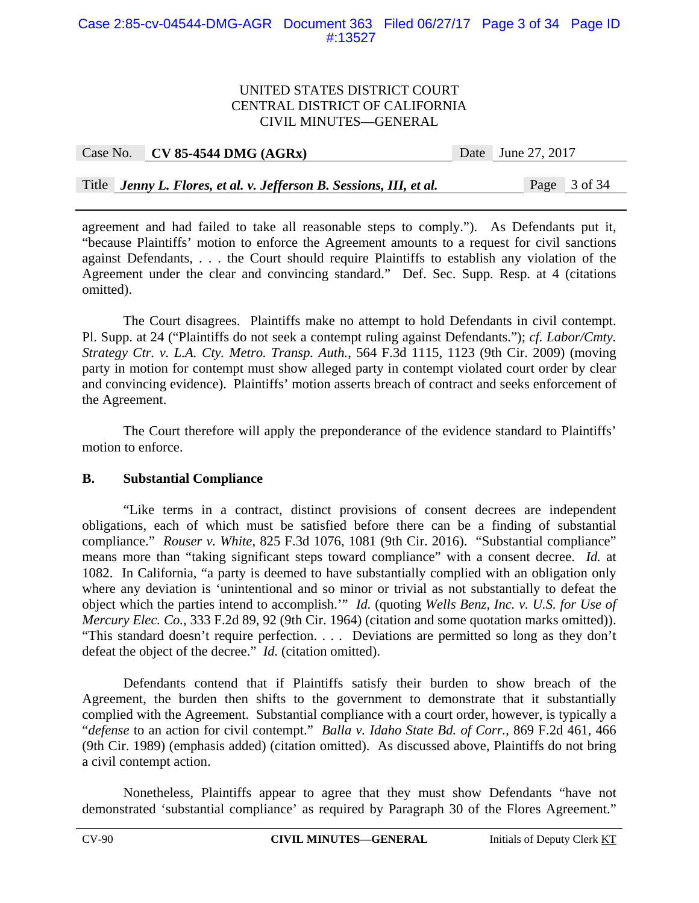agreement and had failed to take all reasonable steps to comply."). As Defendants put it, "because Plaintiffs' motion to enforce the Agreement amounts to a request for civil sanctions against Defendants, . . . the Court should require Plaintiffs to establish any violation of the Agreement under the clear and convincing standard." Def. Sec. Supp. Resp. at 4 (citations omitted).

The Court disagrees. Plaintiffs make no attempt to hold Defendants in civil contempt. Pl. Supp. at 24 ("Plaintiffs do not seek a contempt ruling against Defendants."); *cf. Labor/Cmty. Strategy Ctr. v. L.A. Cty. Metro. Transp. Auth.*, 564 F.3d 1115, 1123 (9th Cir. 2009) (moving party in motion for contempt must show alleged party in contempt violated court order by clear and convincing evidence). Plaintiffs' motion asserts breach of contract and seeks enforcement of the Agreement.

The Court therefore will apply the preponderance of the evidence standard to Plaintiffs' motion to enforce.

### B. Substantial Compliance

"Like terms in a contract, distinct provisions of consent decrees are independent obligations, each of which must be satisfied before there can be a finding of substantial compliance." *Rouser v. White*, 825 F.3d 1076, 1081 (9th Cir. 2016). "Substantial compliance" means more than "taking significant steps toward compliance" with a consent decree. *Id.* at 1082. In California, "a party is deemed to have substantially complied with an obligation only where any deviation is 'unintentional and so minor or trivial as not substantially to defeat the object which the parties intend to accomplish.'" *Id.* (quoting *Wells Benz, Inc. v. U.S. for Use of Mercury Elec. Co.*, 333 F.2d 89, 92 (9th Cir. 1964) (citation and some quotation marks omitted)). "This standard doesn't require perfection. . . . Deviations are permitted so long as they don't defeat the object of the decree." *Id.* (citation omitted).

Defendants contend that if Plaintiffs satisfy their burden to show breach of the Agreement, the burden then shifts to the government to demonstrate that it substantially complied with the Agreement. Substantial compliance with a court order, however, is typically a "*defense* to an action for civil contempt." *Balla v. Idaho State Bd. of Corr.*, 869 F.2d 461, 466 (9th Cir. 1989) (emphasis added) (citation omitted). As discussed above, Plaintiffs do not bring a civil contempt action.

Nonetheless, Plaintiffs appear to agree that they must show Defendants "have not demonstrated 'substantial compliance' as required by Paragraph 30 of the Flores Agreement."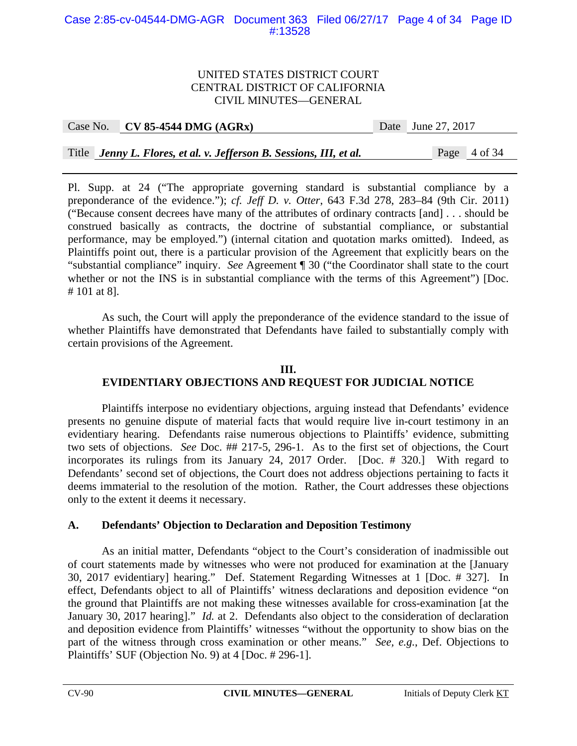Pl. Supp. at 24 ("The appropriate governing standard is substantial compliance by a preponderance of the evidence."); *cf. Jeff D. v. Otter*, 643 F.3d 278, 283–84 (9th Cir. 2011) ("Because consent decrees have many of the attributes of ordinary contracts [and] . . . should be construed basically as contracts, the doctrine of substantial compliance, or substantial performance, may be employed.") (internal citation and quotation marks omitted). Indeed, as Plaintiffs point out, there is a particular provision of the Agreement that explicitly bears on the "substantial compliance" inquiry. *See* Agreement ¶ 30 ("the Coordinator shall state to the court whether or not the INS is in substantial compliance with the terms of this Agreement") [Doc. # 101 at 8].

As such, the Court will apply the preponderance of the evidence standard to the issue of whether Plaintiffs have demonstrated that Defendants have failed to substantially comply with certain provisions of the Agreement.

## III.
## EVIDENTIARY OBJECTIONS AND REQUEST FOR JUDICIAL NOTICE

Plaintiffs interpose no evidentiary objections, arguing instead that Defendants' evidence presents no genuine dispute of material facts that would require live in-court testimony in an evidentiary hearing. Defendants raise numerous objections to Plaintiffs' evidence, submitting two sets of objections. *See* Doc. ## 217-5, 296-1. As to the first set of objections, the Court incorporates its rulings from its January 24, 2017 Order. [Doc. # 320.] With regard to Defendants' second set of objections, the Court does not address objections pertaining to facts it deems immaterial to the resolution of the motion. Rather, the Court addresses these objections only to the extent it deems it necessary.

### A. Defendants' Objection to Declaration and Deposition Testimony

As an initial matter, Defendants "object to the Court's consideration of inadmissible out of court statements made by witnesses who were not produced for examination at the [January 30, 2017 evidentiary] hearing." Def. Statement Regarding Witnesses at 1 [Doc. # 327]. In effect, Defendants object to all of Plaintiffs' witness declarations and deposition evidence "on the ground that Plaintiffs are not making these witnesses available for cross-examination [at the January 30, 2017 hearing]." *Id.* at 2. Defendants also object to the consideration of declaration and deposition evidence from Plaintiffs' witnesses "without the opportunity to show bias on the part of the witness through cross examination or other means." *See, e.g.*, Def. Objections to Plaintiffs' SUF (Objection No. 9) at 4 [Doc. # 296-1].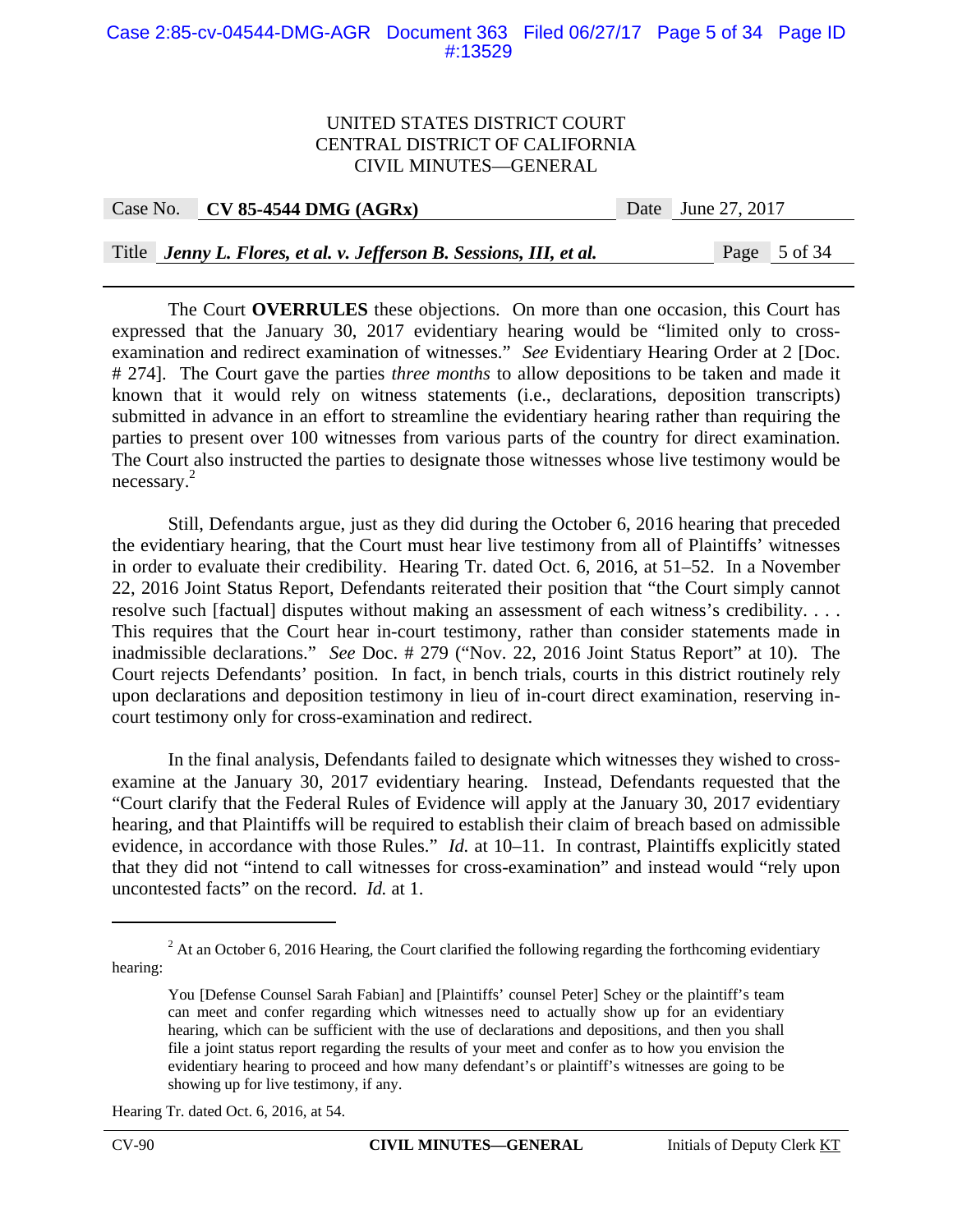The Court **OVERRULES** these objections. On more than one occasion, this Court has expressed that the January 30, 2017 evidentiary hearing would be "limited only to cross-examination and redirect examination of witnesses." *See* Evidentiary Hearing Order at 2 [Doc. # 274]. The Court gave the parties *three months* to allow depositions to be taken and made it known that it would rely on witness statements (i.e., declarations, deposition transcripts) submitted in advance in an effort to streamline the evidentiary hearing rather than requiring the parties to present over 100 witnesses from various parts of the country for direct examination. The Court also instructed the parties to designate those witnesses whose live testimony would be necessary.[2]

Still, Defendants argue, just as they did during the October 6, 2016 hearing that preceded the evidentiary hearing, that the Court must hear live testimony from all of Plaintiffs' witnesses in order to evaluate their credibility. Hearing Tr. dated Oct. 6, 2016, at 51–52. In a November 22, 2016 Joint Status Report, Defendants reiterated their position that "the Court simply cannot resolve such [factual] disputes without making an assessment of each witness's credibility. . . . This requires that the Court hear in-court testimony, rather than consider statements made in inadmissible declarations." *See* Doc. # 279 ("Nov. 22, 2016 Joint Status Report" at 10). The Court rejects Defendants' position. In fact, in bench trials, courts in this district routinely rely upon declarations and deposition testimony in lieu of in-court direct examination, reserving in-court testimony only for cross-examination and redirect.

In the final analysis, Defendants failed to designate which witnesses they wished to cross-examine at the January 30, 2017 evidentiary hearing. Instead, Defendants requested that the "Court clarify that the Federal Rules of Evidence will apply at the January 30, 2017 evidentiary hearing, and that Plaintiffs will be required to establish their claim of breach based on admissible evidence, in accordance with those Rules." *Id.* at 10–11. In contrast, Plaintiffs explicitly stated that they did not "intend to call witnesses for cross-examination" and instead would "rely upon uncontested facts" on the record. *Id.* at 1.

---

[2] At an October 6, 2016 Hearing, the Court clarified the following regarding the forthcoming evidentiary hearing:

> You [Defense Counsel Sarah Fabian] and [Plaintiffs' counsel Peter] Schey or the plaintiff's team can meet and confer regarding which witnesses need to actually show up for an evidentiary hearing, which can be sufficient with the use of declarations and depositions, and then you shall file a joint status report regarding the results of your meet and confer as to how you envision the evidentiary hearing to proceed and how many defendant's or plaintiff's witnesses are going to be showing up for live testimony, if any.

Hearing Tr. dated Oct. 6, 2016, at 54.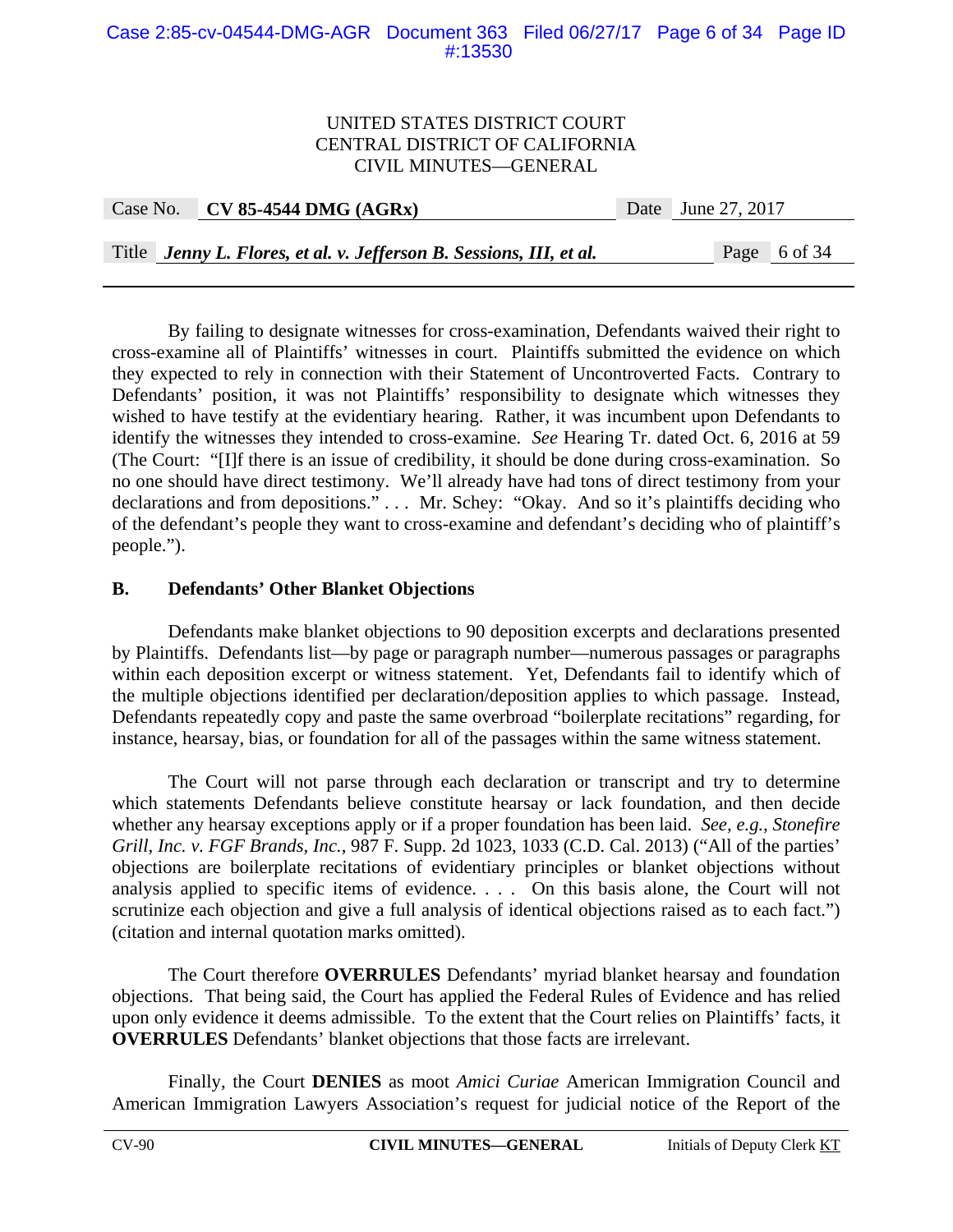By failing to designate witnesses for cross-examination, Defendants waived their right to cross-examine all of Plaintiffs' witnesses in court. Plaintiffs submitted the evidence on which they expected to rely in connection with their Statement of Uncontroverted Facts. Contrary to Defendants' position, it was not Plaintiffs' responsibility to designate which witnesses they wished to have testify at the evidentiary hearing. Rather, it was incumbent upon Defendants to identify the witnesses they intended to cross-examine. *See* Hearing Tr. dated Oct. 6, 2016 at 59 (The Court: "[I]f there is an issue of credibility, it should be done during cross-examination. So no one should have direct testimony. We'll already have had tons of direct testimony from your declarations and from depositions." . . . Mr. Schey: "Okay. And so it's plaintiffs deciding who of the defendant's people they want to cross-examine and defendant's deciding who of plaintiff's people.").

### B. Defendants' Other Blanket Objections

Defendants make blanket objections to 90 deposition excerpts and declarations presented by Plaintiffs. Defendants list—by page or paragraph number—numerous passages or paragraphs within each deposition excerpt or witness statement. Yet, Defendants fail to identify which of the multiple objections identified per declaration/deposition applies to which passage. Instead, Defendants repeatedly copy and paste the same overbroad "boilerplate recitations" regarding, for instance, hearsay, bias, or foundation for all of the passages within the same witness statement.

The Court will not parse through each declaration or transcript and try to determine which statements Defendants believe constitute hearsay or lack foundation, and then decide whether any hearsay exceptions apply or if a proper foundation has been laid. *See, e.g.*, *Stonefire Grill, Inc. v. FGF Brands, Inc.*, 987 F. Supp. 2d 1023, 1033 (C.D. Cal. 2013) ("All of the parties' objections are boilerplate recitations of evidentiary principles or blanket objections without analysis applied to specific items of evidence. . . . On this basis alone, the Court will not scrutinize each objection and give a full analysis of identical objections raised as to each fact.") (citation and internal quotation marks omitted).

The Court therefore **OVERRULES** Defendants' myriad blanket hearsay and foundation objections. That being said, the Court has applied the Federal Rules of Evidence and has relied upon only evidence it deems admissible. To the extent that the Court relies on Plaintiffs' facts, it **OVERRULES** Defendants' blanket objections that those facts are irrelevant.

Finally, the Court **DENIES** as moot *Amici Curiae* American Immigration Council and American Immigration Lawyers Association's request for judicial notice of the Report of the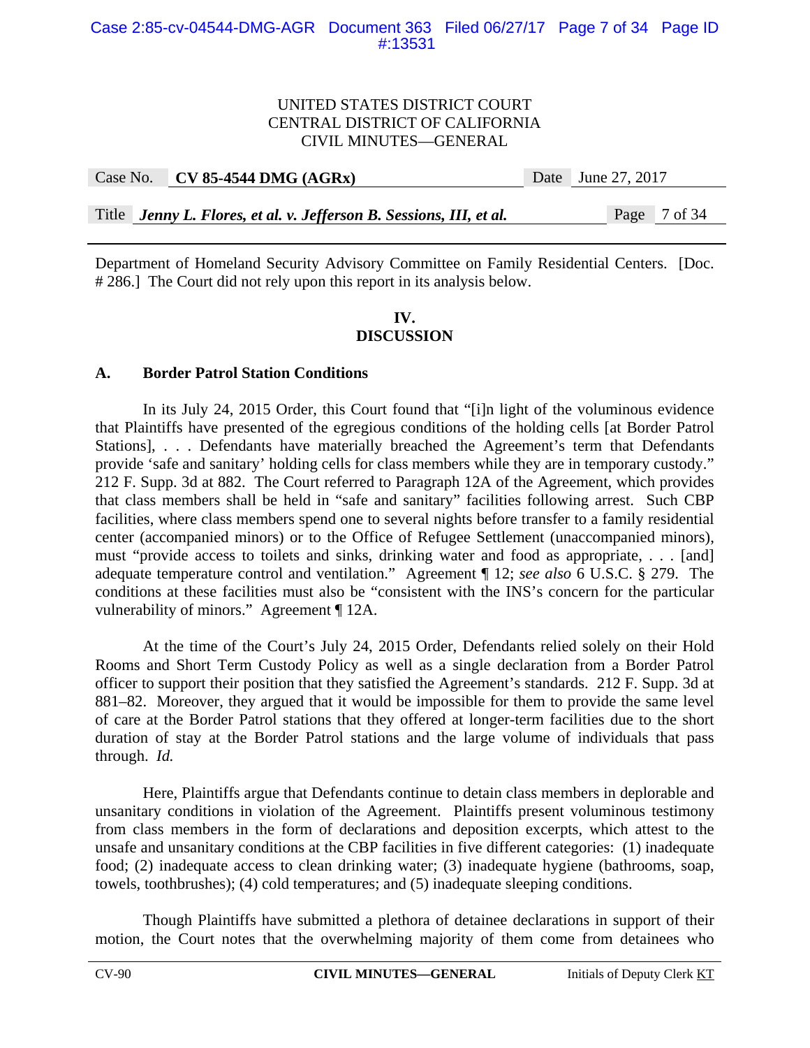Department of Homeland Security Advisory Committee on Family Residential Centers. [Doc. # 286.] The Court did not rely upon this report in its analysis below.

## IV.
## DISCUSSION

### A. Border Patrol Station Conditions

In its July 24, 2015 Order, this Court found that "[i]n light of the voluminous evidence that Plaintiffs have presented of the egregious conditions of the holding cells [at Border Patrol Stations], . . . Defendants have materially breached the Agreement's term that Defendants provide 'safe and sanitary' holding cells for class members while they are in temporary custody." 212 F. Supp. 3d at 882. The Court referred to Paragraph 12A of the Agreement, which provides that class members shall be held in "safe and sanitary" facilities following arrest. Such CBP facilities, where class members spend one to several nights before transfer to a family residential center (accompanied minors) or to the Office of Refugee Settlement (unaccompanied minors), must "provide access to toilets and sinks, drinking water and food as appropriate, . . . [and] adequate temperature control and ventilation." Agreement ¶ 12; *see also* 6 U.S.C. § 279. The conditions at these facilities must also be "consistent with the INS's concern for the particular vulnerability of minors." Agreement ¶ 12A.

At the time of the Court's July 24, 2015 Order, Defendants relied solely on their Hold Rooms and Short Term Custody Policy as well as a single declaration from a Border Patrol officer to support their position that they satisfied the Agreement's standards. 212 F. Supp. 3d at 881–82. Moreover, they argued that it would be impossible for them to provide the same level of care at the Border Patrol stations that they offered at longer-term facilities due to the short duration of stay at the Border Patrol stations and the large volume of individuals that pass through. *Id.*

Here, Plaintiffs argue that Defendants continue to detain class members in deplorable and unsanitary conditions in violation of the Agreement. Plaintiffs present voluminous testimony from class members in the form of declarations and deposition excerpts, which attest to the unsafe and unsanitary conditions at the CBP facilities in five different categories: (1) inadequate food; (2) inadequate access to clean drinking water; (3) inadequate hygiene (bathrooms, soap, towels, toothbrushes); (4) cold temperatures; and (5) inadequate sleeping conditions.

Though Plaintiffs have submitted a plethora of detainee declarations in support of their motion, the Court notes that the overwhelming majority of them come from detainees who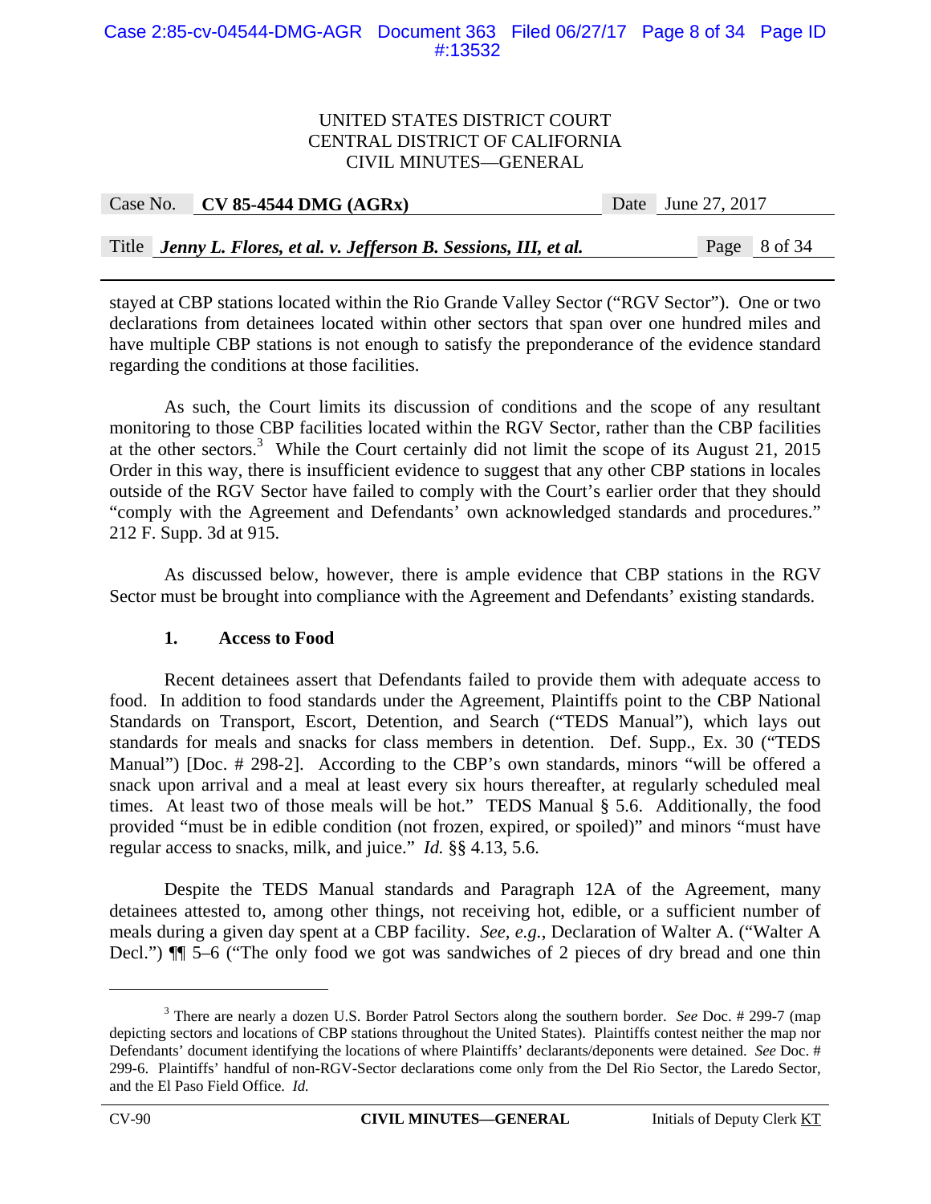stayed at CBP stations located within the Rio Grande Valley Sector ("RGV Sector"). One or two declarations from detainees located within other sectors that span over one hundred miles and have multiple CBP stations is not enough to satisfy the preponderance of the evidence standard regarding the conditions at those facilities.

As such, the Court limits its discussion of conditions and the scope of any resultant monitoring to those CBP facilities located within the RGV Sector, rather than the CBP facilities at the other sectors.[3] While the Court certainly did not limit the scope of its August 21, 2015 Order in this way, there is insufficient evidence to suggest that any other CBP stations in locales outside of the RGV Sector have failed to comply with the Court's earlier order that they should "comply with the Agreement and Defendants' own acknowledged standards and procedures." 212 F. Supp. 3d at 915.

As discussed below, however, there is ample evidence that CBP stations in the RGV Sector must be brought into compliance with the Agreement and Defendants' existing standards.

#### 1. Access to Food

Recent detainees assert that Defendants failed to provide them with adequate access to food. In addition to food standards under the Agreement, Plaintiffs point to the CBP National Standards on Transport, Escort, Detention, and Search ("TEDS Manual"), which lays out standards for meals and snacks for class members in detention. Def. Supp., Ex. 30 ("TEDS Manual") [Doc. # 298-2]. According to the CBP's own standards, minors "will be offered a snack upon arrival and a meal at least every six hours thereafter, at regularly scheduled meal times. At least two of those meals will be hot." TEDS Manual § 5.6. Additionally, the food provided "must be in edible condition (not frozen, expired, or spoiled)" and minors "must have regular access to snacks, milk, and juice." *Id.* §§ 4.13, 5.6.

Despite the TEDS Manual standards and Paragraph 12A of the Agreement, many detainees attested to, among other things, not receiving hot, edible, or a sufficient number of meals during a given day spent at a CBP facility. *See, e.g.*, Declaration of Walter A. ("Walter A Decl.") ¶¶ 5–6 ("The only food we got was sandwiches of 2 pieces of dry bread and one thin

---

[3] There are nearly a dozen U.S. Border Patrol Sectors along the southern border. *See* Doc. # 299-7 (map depicting sectors and locations of CBP stations throughout the United States). Plaintiffs contest neither the map nor Defendants' document identifying the locations of where Plaintiffs' declarants/deponents were detained. *See* Doc. # 299-6. Plaintiffs' handful of non-RGV-Sector declarations come only from the Del Rio Sector, the Laredo Sector, and the El Paso Field Office. *Id.*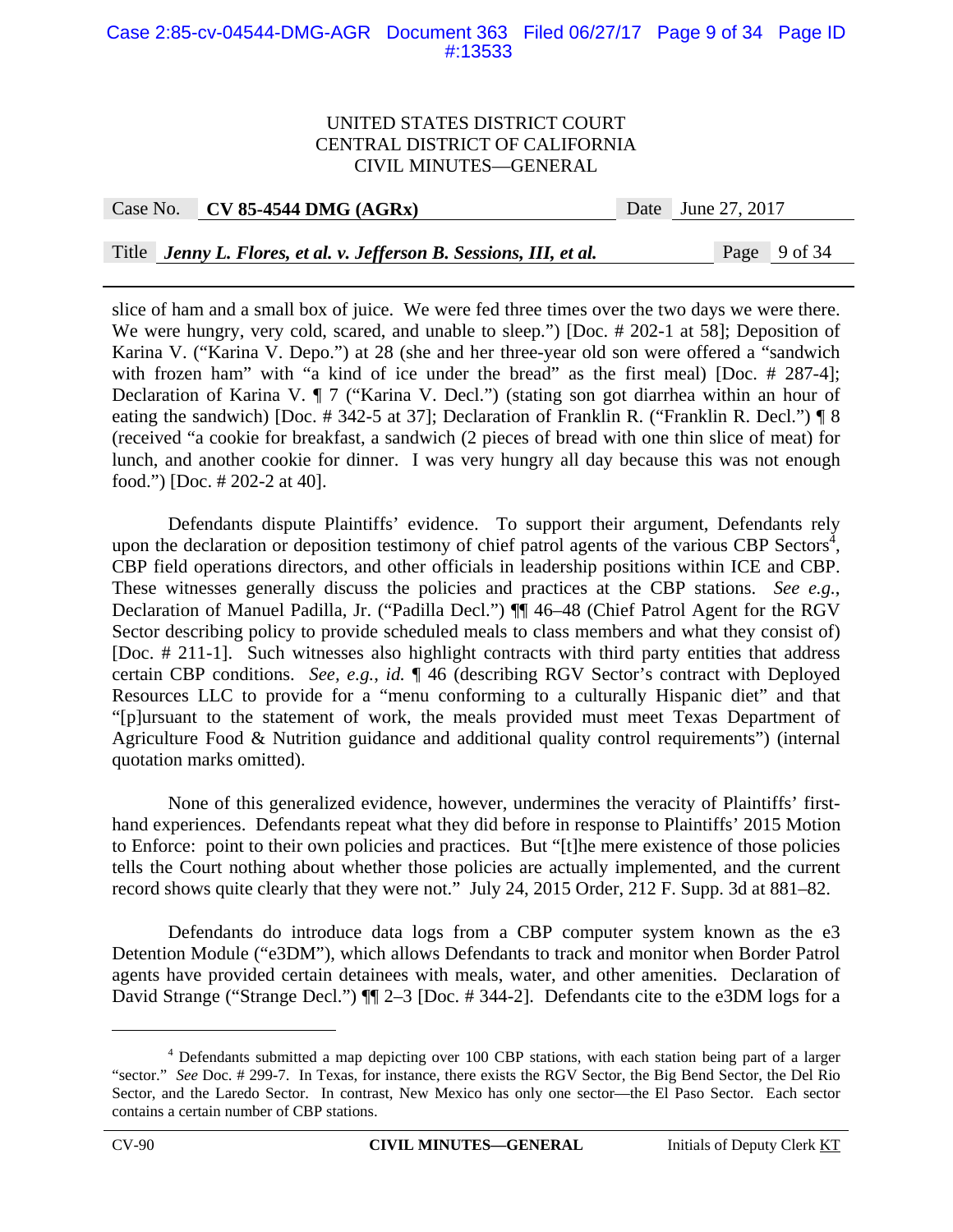slice of ham and a small box of juice. We were fed three times over the two days we were there. We were hungry, very cold, scared, and unable to sleep.") [Doc. # 202-1 at 58]; Deposition of Karina V. ("Karina V. Depo.") at 28 (she and her three-year old son were offered a "sandwich with frozen ham" with "a kind of ice under the bread" as the first meal) [Doc. # 287-4]; Declaration of Karina V. ¶ 7 ("Karina V. Decl.") (stating son got diarrhea within an hour of eating the sandwich) [Doc. # 342-5 at 37]; Declaration of Franklin R. ("Franklin R. Decl.") ¶ 8 (received "a cookie for breakfast, a sandwich (2 pieces of bread with one thin slice of meat) for lunch, and another cookie for dinner. I was very hungry all day because this was not enough food.") [Doc. # 202-2 at 40].

Defendants dispute Plaintiffs' evidence. To support their argument, Defendants rely upon the declaration or deposition testimony of chief patrol agents of the various CBP Sectors[4], CBP field operations directors, and other officials in leadership positions within ICE and CBP. These witnesses generally discuss the policies and practices at the CBP stations. *See e.g.*, Declaration of Manuel Padilla, Jr. ("Padilla Decl.") ¶¶ 46–48 (Chief Patrol Agent for the RGV Sector describing policy to provide scheduled meals to class members and what they consist of) [Doc. # 211-1]. Such witnesses also highlight contracts with third party entities that address certain CBP conditions. *See, e.g.*, *id.* ¶ 46 (describing RGV Sector's contract with Deployed Resources LLC to provide for a "menu conforming to a culturally Hispanic diet" and that "[p]ursuant to the statement of work, the meals provided must meet Texas Department of Agriculture Food & Nutrition guidance and additional quality control requirements") (internal quotation marks omitted).

None of this generalized evidence, however, undermines the veracity of Plaintiffs' first-hand experiences. Defendants repeat what they did before in response to Plaintiffs' 2015 Motion to Enforce: point to their own policies and practices. But "[t]he mere existence of those policies tells the Court nothing about whether those policies are actually implemented, and the current record shows quite clearly that they were not." July 24, 2015 Order, 212 F. Supp. 3d at 881–82.

Defendants do introduce data logs from a CBP computer system known as the e3 Detention Module ("e3DM"), which allows Defendants to track and monitor when Border Patrol agents have provided certain detainees with meals, water, and other amenities. Declaration of David Strange ("Strange Decl.") ¶¶ 2–3 [Doc. # 344-2]. Defendants cite to the e3DM logs for a

---

[4] Defendants submitted a map depicting over 100 CBP stations, with each station being part of a larger "sector." *See* Doc. # 299-7. In Texas, for instance, there exists the RGV Sector, the Big Bend Sector, the Del Rio Sector, and the Laredo Sector. In contrast, New Mexico has only one sector—the El Paso Sector. Each sector contains a certain number of CBP stations.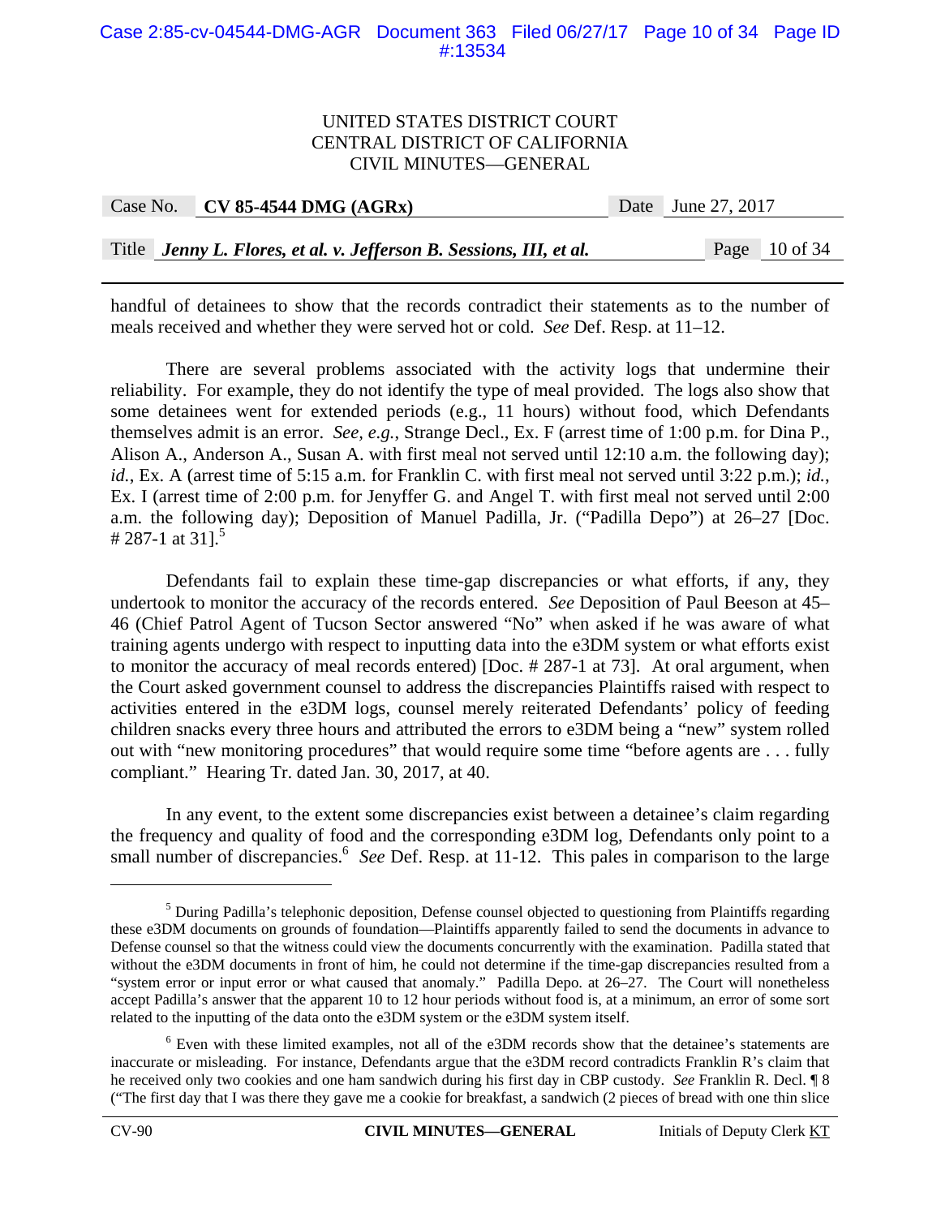handful of detainees to show that the records contradict their statements as to the number of meals received and whether they were served hot or cold. *See* Def. Resp. at 11–12.

There are several problems associated with the activity logs that undermine their reliability. For example, they do not identify the type of meal provided. The logs also show that some detainees went for extended periods (e.g., 11 hours) without food, which Defendants themselves admit is an error. *See, e.g.*, Strange Decl., Ex. F (arrest time of 1:00 p.m. for Dina P., Alison A., Anderson A., Susan A. with first meal not served until 12:10 a.m. the following day); *id.*, Ex. A (arrest time of 5:15 a.m. for Franklin C. with first meal not served until 3:22 p.m.); *id.*, Ex. I (arrest time of 2:00 p.m. for Jenyffer G. and Angel T. with first meal not served until 2:00 a.m. the following day); Deposition of Manuel Padilla, Jr. ("Padilla Depo") at 26–27 [Doc. # 287-1 at 31].[5]

Defendants fail to explain these time-gap discrepancies or what efforts, if any, they undertook to monitor the accuracy of the records entered. *See* Deposition of Paul Beeson at 45–46 (Chief Patrol Agent of Tucson Sector answered "No" when asked if he was aware of what training agents undergo with respect to inputting data into the e3DM system or what efforts exist to monitor the accuracy of meal records entered) [Doc. # 287-1 at 73]. At oral argument, when the Court asked government counsel to address the discrepancies Plaintiffs raised with respect to activities entered in the e3DM logs, counsel merely reiterated Defendants' policy of feeding children snacks every three hours and attributed the errors to e3DM being a "new" system rolled out with "new monitoring procedures" that would require some time "before agents are . . . fully compliant." Hearing Tr. dated Jan. 30, 2017, at 40.

In any event, to the extent some discrepancies exist between a detainee's claim regarding the frequency and quality of food and the corresponding e3DM log, Defendants only point to a small number of discrepancies.[6] *See* Def. Resp. at 11-12. This pales in comparison to the large

---

[5] During Padilla's telephonic deposition, Defense counsel objected to questioning from Plaintiffs regarding these e3DM documents on grounds of foundation—Plaintiffs apparently failed to send the documents in advance to Defense counsel so that the witness could view the documents concurrently with the examination. Padilla stated that without the e3DM documents in front of him, he could not determine if the time-gap discrepancies resulted from a "system error or input error or what caused that anomaly." Padilla Depo. at 26–27. The Court will nonetheless accept Padilla's answer that the apparent 10 to 12 hour periods without food is, at a minimum, an error of some sort related to the inputting of the data onto the e3DM system or the e3DM system itself.

[6] Even with these limited examples, not all of the e3DM records show that the detainee's statements are inaccurate or misleading. For instance, Defendants argue that the e3DM record contradicts Franklin R's claim that he received only two cookies and one ham sandwich during his first day in CBP custody. *See* Franklin R. Decl. ¶ 8 ("The first day that I was there they gave me a cookie for breakfast, a sandwich (2 pieces of bread with one thin slice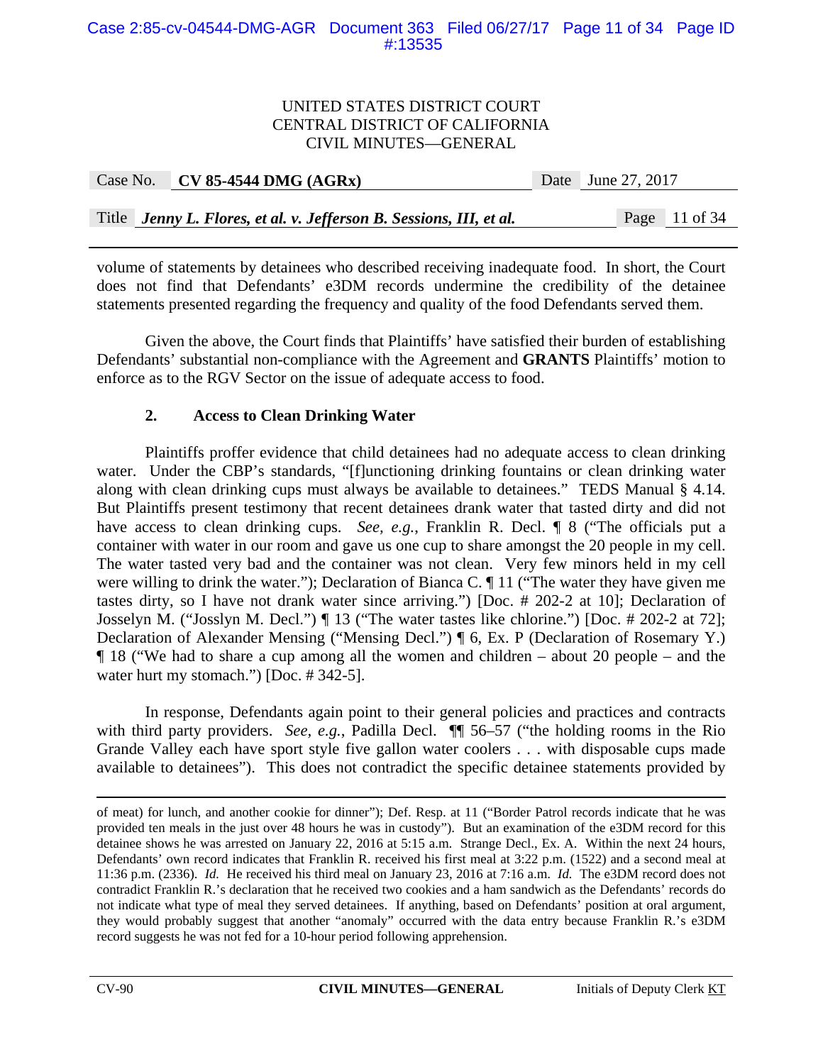volume of statements by detainees who described receiving inadequate food. In short, the Court does not find that Defendants' e3DM records undermine the credibility of the detainee statements presented regarding the frequency and quality of the food Defendants served them.

Given the above, the Court finds that Plaintiffs' have satisfied their burden of establishing Defendants' substantial non-compliance with the Agreement and **GRANTS** Plaintiffs' motion to enforce as to the RGV Sector on the issue of adequate access to food.

### 2. Access to Clean Drinking Water

Plaintiffs proffer evidence that child detainees had no adequate access to clean drinking water. Under the CBP's standards, "[f]unctioning drinking fountains or clean drinking water along with clean drinking cups must always be available to detainees." TEDS Manual § 4.14. But Plaintiffs present testimony that recent detainees drank water that tasted dirty and did not have access to clean drinking cups. *See, e.g.*, Franklin R. Decl. ¶ 8 ("The officials put a container with water in our room and gave us one cup to share amongst the 20 people in my cell. The water tasted very bad and the container was not clean. Very few minors held in my cell were willing to drink the water."); Declaration of Bianca C. ¶ 11 ("The water they have given me tastes dirty, so I have not drank water since arriving.") [Doc. # 202-2 at 10]; Declaration of Josselyn M. ("Josslyn M. Decl.") ¶ 13 ("The water tastes like chlorine.") [Doc. # 202-2 at 72]; Declaration of Alexander Mensing ("Mensing Decl.") ¶ 6, Ex. P (Declaration of Rosemary Y.) ¶ 18 ("We had to share a cup among all the women and children – about 20 people – and the water hurt my stomach.") [Doc. # 342-5].

In response, Defendants again point to their general policies and practices and contracts with third party providers. *See, e.g.*, Padilla Decl. ¶¶ 56–57 ("the holding rooms in the Rio Grande Valley each have sport style five gallon water coolers . . . with disposable cups made available to detainees"). This does not contradict the specific detainee statements provided by

---

of meat) for lunch, and another cookie for dinner"); Def. Resp. at 11 ("Border Patrol records indicate that he was provided ten meals in the just over 48 hours he was in custody"). But an examination of the e3DM record for this detainee shows he was arrested on January 22, 2016 at 5:15 a.m. Strange Decl., Ex. A. Within the next 24 hours, Defendants' own record indicates that Franklin R. received his first meal at 3:22 p.m. (1522) and a second meal at 11:36 p.m. (2336). *Id.* He received his third meal on January 23, 2016 at 7:16 a.m. *Id.* The e3DM record does not contradict Franklin R.'s declaration that he received two cookies and a ham sandwich as the Defendants' records do not indicate what type of meal they served detainees. If anything, based on Defendants' position at oral argument, they would probably suggest that another "anomaly" occurred with the data entry because Franklin R.'s e3DM record suggests he was not fed for a 10-hour period following apprehension.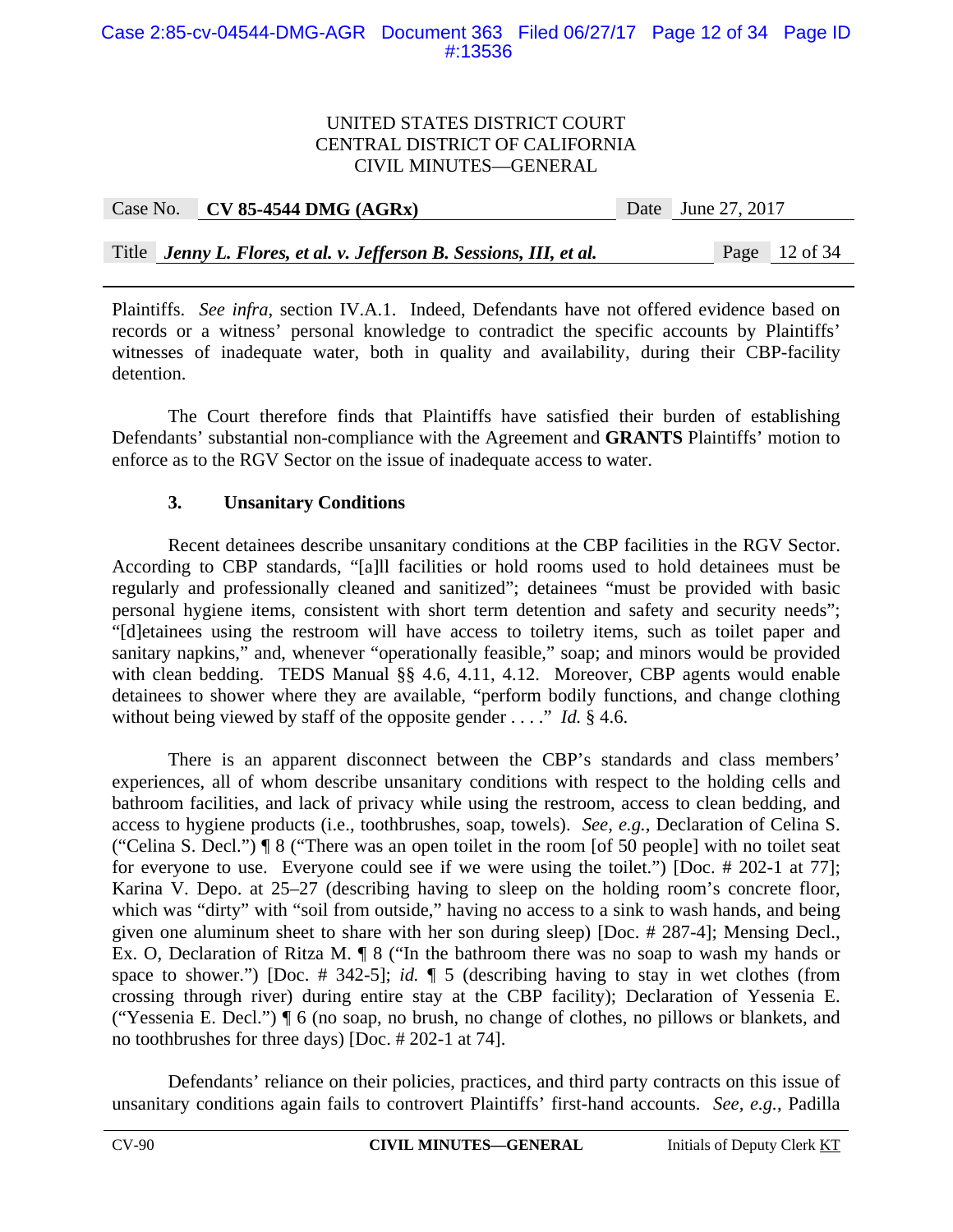Plaintiffs. *See infra*, section IV.A.1. Indeed, Defendants have not offered evidence based on records or a witness' personal knowledge to contradict the specific accounts by Plaintiffs' witnesses of inadequate water, both in quality and availability, during their CBP-facility detention.

The Court therefore finds that Plaintiffs have satisfied their burden of establishing Defendants' substantial non-compliance with the Agreement and **GRANTS** Plaintiffs' motion to enforce as to the RGV Sector on the issue of inadequate access to water.

### 3. Unsanitary Conditions

Recent detainees describe unsanitary conditions at the CBP facilities in the RGV Sector. According to CBP standards, "[a]ll facilities or hold rooms used to hold detainees must be regularly and professionally cleaned and sanitized"; detainees "must be provided with basic personal hygiene items, consistent with short term detention and safety and security needs"; "[d]etainees using the restroom will have access to toiletry items, such as toilet paper and sanitary napkins," and, whenever "operationally feasible," soap; and minors would be provided with clean bedding. TEDS Manual §§ 4.6, 4.11, 4.12. Moreover, CBP agents would enable detainees to shower where they are available, "perform bodily functions, and change clothing without being viewed by staff of the opposite gender . . . ." *Id.* § 4.6.

There is an apparent disconnect between the CBP's standards and class members' experiences, all of whom describe unsanitary conditions with respect to the holding cells and bathroom facilities, and lack of privacy while using the restroom, access to clean bedding, and access to hygiene products (i.e., toothbrushes, soap, towels). *See, e.g.*, Declaration of Celina S. ("Celina S. Decl.") ¶ 8 ("There was an open toilet in the room [of 50 people] with no toilet seat for everyone to use. Everyone could see if we were using the toilet.") [Doc. # 202-1 at 77]; Karina V. Depo. at 25–27 (describing having to sleep on the holding room's concrete floor, which was "dirty" with "soil from outside," having no access to a sink to wash hands, and being given one aluminum sheet to share with her son during sleep) [Doc. # 287-4]; Mensing Decl., Ex. O, Declaration of Ritza M. ¶ 8 ("In the bathroom there was no soap to wash my hands or space to shower.") [Doc. # 342-5]; *id.* ¶ 5 (describing having to stay in wet clothes (from crossing through river) during entire stay at the CBP facility); Declaration of Yessenia E. ("Yessenia E. Decl.") ¶ 6 (no soap, no brush, no change of clothes, no pillows or blankets, and no toothbrushes for three days) [Doc. # 202-1 at 74].

Defendants' reliance on their policies, practices, and third party contracts on this issue of unsanitary conditions again fails to controvert Plaintiffs' first-hand accounts. *See, e.g.*, Padilla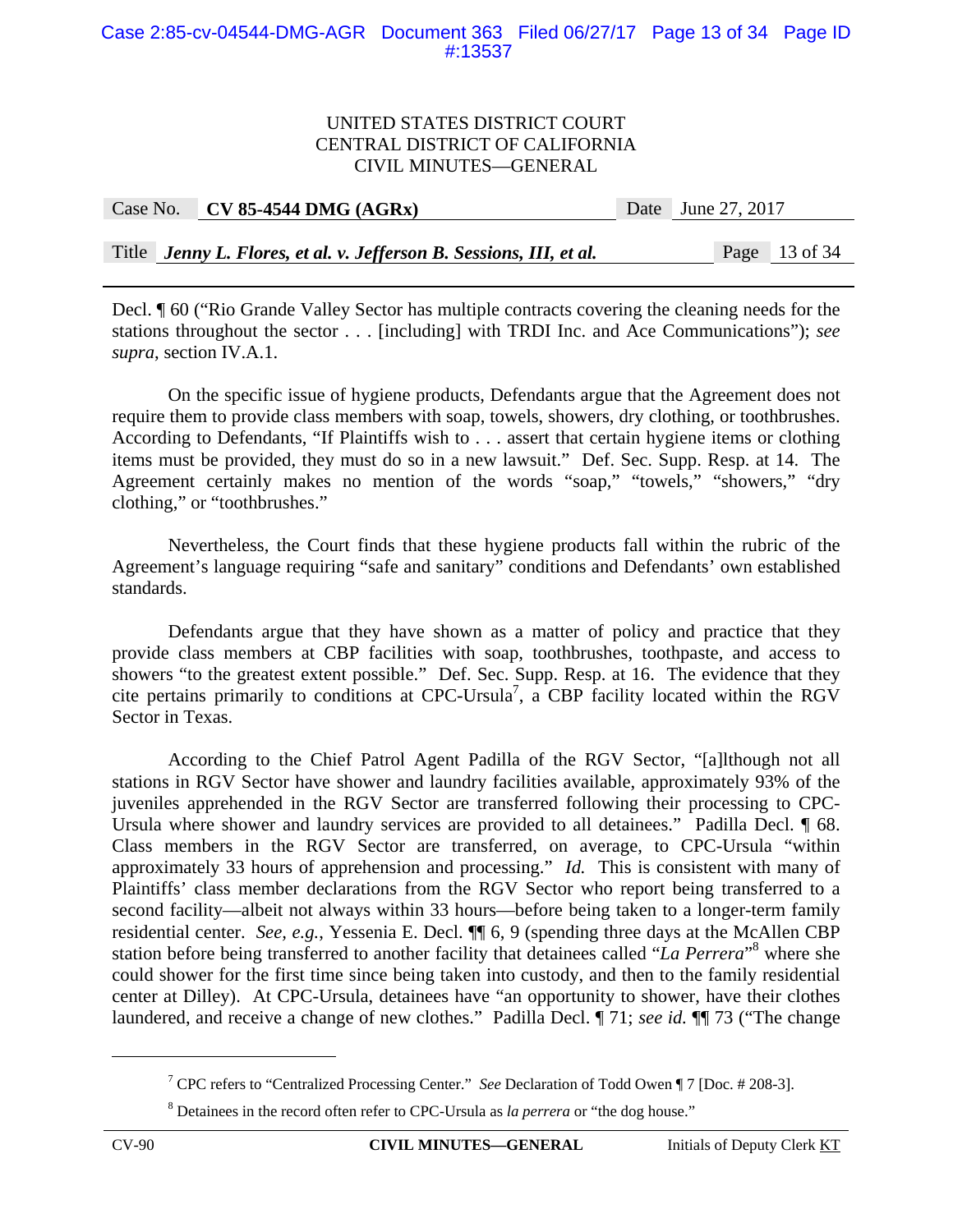Decl. ¶ 60 ("Rio Grande Valley Sector has multiple contracts covering the cleaning needs for the stations throughout the sector . . . [including] with TRDI Inc. and Ace Communications"); *see supra*, section IV.A.1.

On the specific issue of hygiene products, Defendants argue that the Agreement does not require them to provide class members with soap, towels, showers, dry clothing, or toothbrushes. According to Defendants, "If Plaintiffs wish to . . . assert that certain hygiene items or clothing items must be provided, they must do so in a new lawsuit." Def. Sec. Supp. Resp. at 14. The Agreement certainly makes no mention of the words "soap," "towels," "showers," "dry clothing," or "toothbrushes."

Nevertheless, the Court finds that these hygiene products fall within the rubric of the Agreement's language requiring "safe and sanitary" conditions and Defendants' own established standards.

Defendants argue that they have shown as a matter of policy and practice that they provide class members at CBP facilities with soap, toothbrushes, toothpaste, and access to showers "to the greatest extent possible." Def. Sec. Supp. Resp. at 16. The evidence that they cite pertains primarily to conditions at CPC-Ursula[7], a CBP facility located within the RGV Sector in Texas.

According to the Chief Patrol Agent Padilla of the RGV Sector, "[a]lthough not all stations in RGV Sector have shower and laundry facilities available, approximately 93% of the juveniles apprehended in the RGV Sector are transferred following their processing to CPC-Ursula where shower and laundry services are provided to all detainees." Padilla Decl. ¶ 68. Class members in the RGV Sector are transferred, on average, to CPC-Ursula "within approximately 33 hours of apprehension and processing." *Id.* This is consistent with many of Plaintiffs' class member declarations from the RGV Sector who report being transferred to a second facility—albeit not always within 33 hours—before being taken to a longer-term family residential center. *See, e.g.*, Yessenia E. Decl. ¶¶ 6, 9 (spending three days at the McAllen CBP station before being transferred to another facility that detainees called "*La Perrera*"[8] where she could shower for the first time since being taken into custody, and then to the family residential center at Dilley). At CPC-Ursula, detainees have "an opportunity to shower, have their clothes laundered, and receive a change of new clothes." Padilla Decl. ¶ 71; *see id.* ¶¶ 73 ("The change

---

[7] CPC refers to "Centralized Processing Center." *See* Declaration of Todd Owen ¶ 7 [Doc. # 208-3].

[8] Detainees in the record often refer to CPC-Ursula as *la perrera* or "the dog house."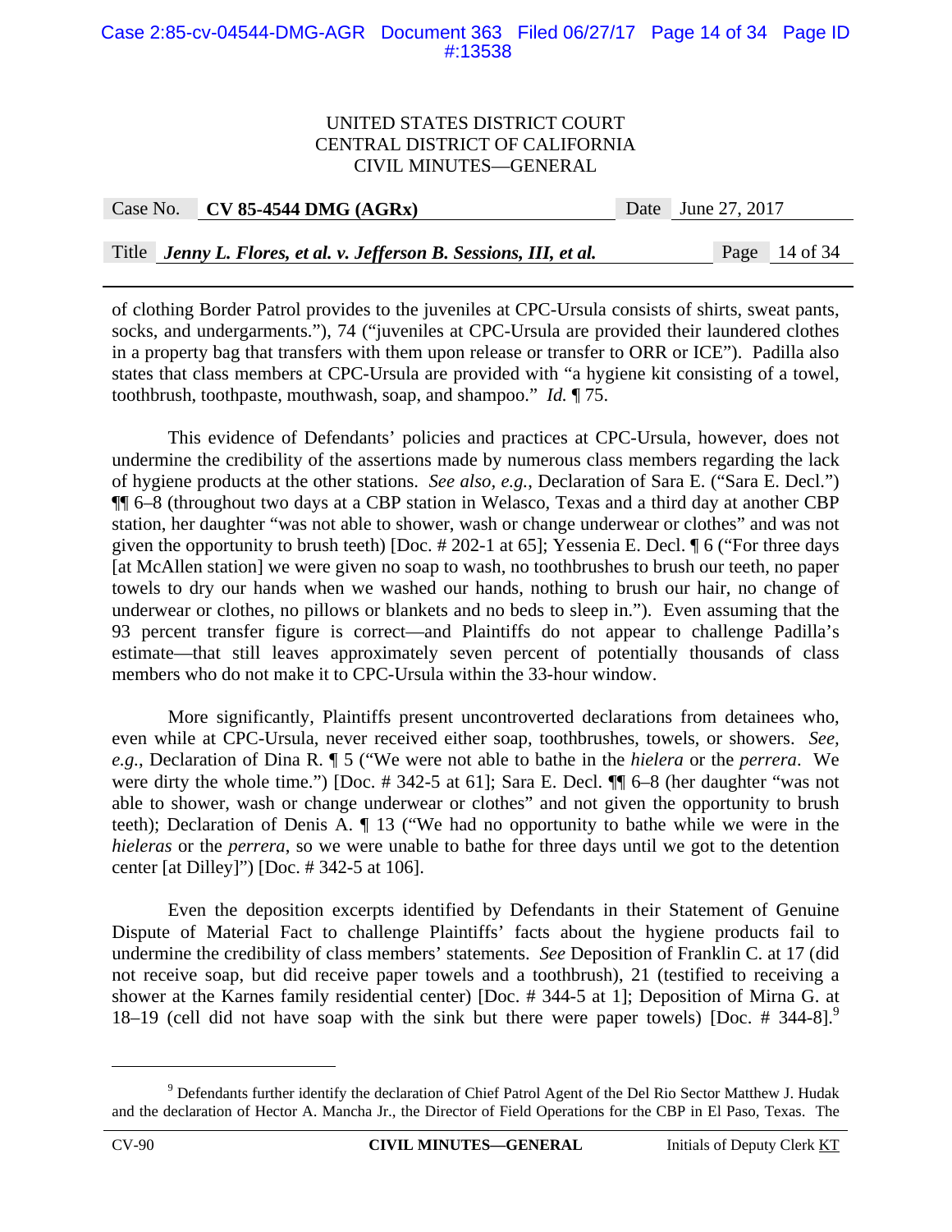of clothing Border Patrol provides to the juveniles at CPC-Ursula consists of shirts, sweat pants, socks, and undergarments."), 74 ("juveniles at CPC-Ursula are provided their laundered clothes in a property bag that transfers with them upon release or transfer to ORR or ICE"). Padilla also states that class members at CPC-Ursula are provided with "a hygiene kit consisting of a towel, toothbrush, toothpaste, mouthwash, soap, and shampoo." *Id.* ¶ 75.

This evidence of Defendants' policies and practices at CPC-Ursula, however, does not undermine the credibility of the assertions made by numerous class members regarding the lack of hygiene products at the other stations. *See also, e.g.*, Declaration of Sara E. ("Sara E. Decl.") ¶¶ 6–8 (throughout two days at a CBP station in Welasco, Texas and a third day at another CBP station, her daughter "was not able to shower, wash or change underwear or clothes" and was not given the opportunity to brush teeth) [Doc. # 202-1 at 65]; Yessenia E. Decl. ¶ 6 ("For three days [at McAllen station] we were given no soap to wash, no toothbrushes to brush our teeth, no paper towels to dry our hands when we washed our hands, nothing to brush our hair, no change of underwear or clothes, no pillows or blankets and no beds to sleep in."). Even assuming that the 93 percent transfer figure is correct—and Plaintiffs do not appear to challenge Padilla's estimate—that still leaves approximately seven percent of potentially thousands of class members who do not make it to CPC-Ursula within the 33-hour window.

More significantly, Plaintiffs present uncontroverted declarations from detainees who, even while at CPC-Ursula, never received either soap, toothbrushes, towels, or showers. *See, e.g.*, Declaration of Dina R. ¶ 5 ("We were not able to bathe in the *hielera* or the *perrera*. We were dirty the whole time.") [Doc. # 342-5 at 61]; Sara E. Decl. ¶¶ 6–8 (her daughter "was not able to shower, wash or change underwear or clothes" and not given the opportunity to brush teeth); Declaration of Denis A. ¶ 13 ("We had no opportunity to bathe while we were in the *hieleras* or the *perrera*, so we were unable to bathe for three days until we got to the detention center [at Dilley]") [Doc. # 342-5 at 106].

Even the deposition excerpts identified by Defendants in their Statement of Genuine Dispute of Material Fact to challenge Plaintiffs' facts about the hygiene products fail to undermine the credibility of class members' statements. *See* Deposition of Franklin C. at 17 (did not receive soap, but did receive paper towels and a toothbrush), 21 (testified to receiving a shower at the Karnes family residential center) [Doc. # 344-5 at 1]; Deposition of Mirna G. at 18–19 (cell did not have soap with the sink but there were paper towels) [Doc. # 344-8].[9]

---

[9] Defendants further identify the declaration of Chief Patrol Agent of the Del Rio Sector Matthew J. Hudak and the declaration of Hector A. Mancha Jr., the Director of Field Operations for the CBP in El Paso, Texas. The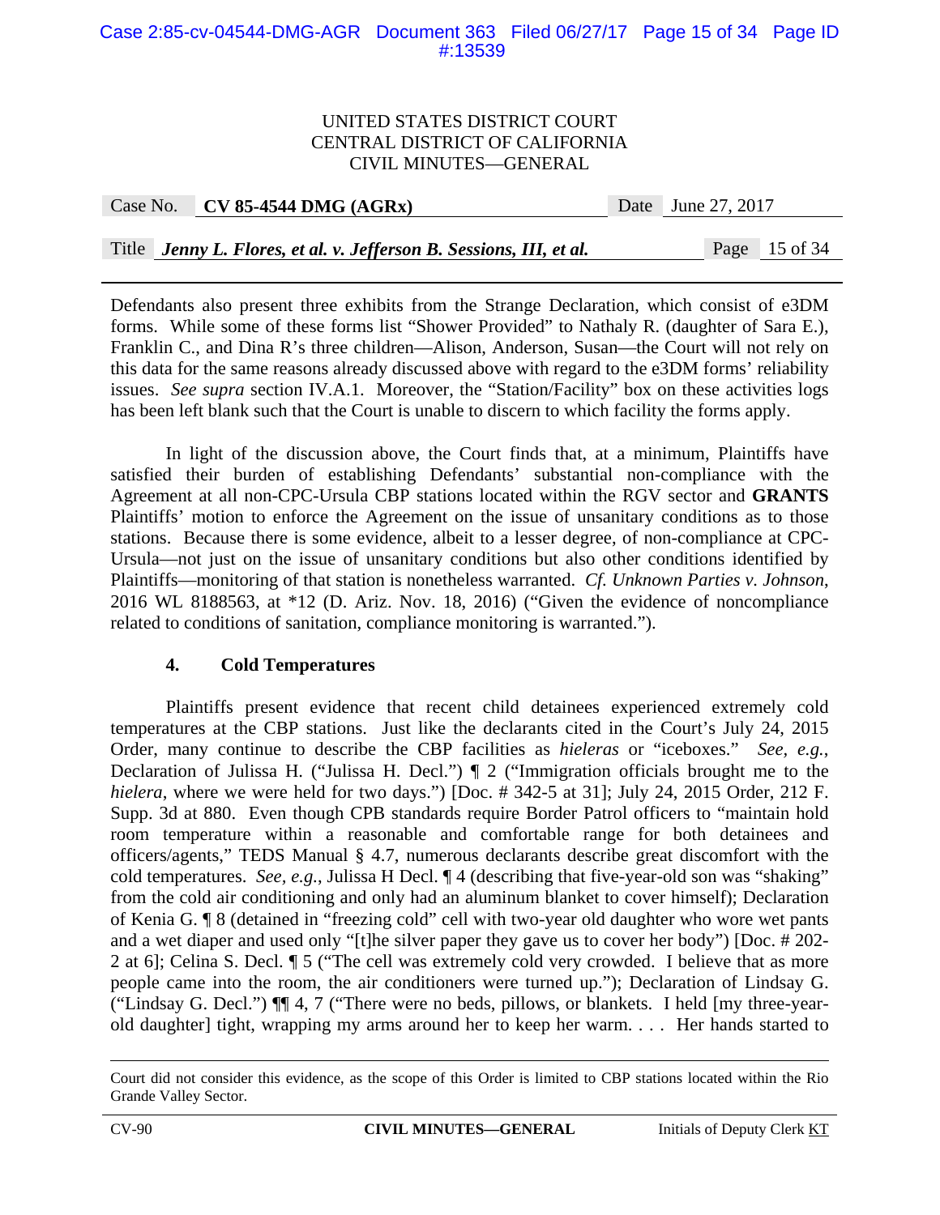Defendants also present three exhibits from the Strange Declaration, which consist of e3DM forms. While some of these forms list "Shower Provided" to Nathaly R. (daughter of Sara E.), Franklin C., and Dina R's three children—Alison, Anderson, Susan—the Court will not rely on this data for the same reasons already discussed above with regard to the e3DM forms' reliability issues. *See supra* section IV.A.1. Moreover, the "Station/Facility" box on these activities logs has been left blank such that the Court is unable to discern to which facility the forms apply.

In light of the discussion above, the Court finds that, at a minimum, Plaintiffs have satisfied their burden of establishing Defendants' substantial non-compliance with the Agreement at all non-CPC-Ursula CBP stations located within the RGV sector and **GRANTS** Plaintiffs' motion to enforce the Agreement on the issue of unsanitary conditions as to those stations. Because there is some evidence, albeit to a lesser degree, of non-compliance at CPC-Ursula—not just on the issue of unsanitary conditions but also other conditions identified by Plaintiffs—monitoring of that station is nonetheless warranted. *Cf. Unknown Parties v. Johnson*, 2016 WL 8188563, at *12 (D. Ariz. Nov. 18, 2016) ("Given the evidence of noncompliance related to conditions of sanitation, compliance monitoring is warranted.").

#### 4. Cold Temperatures

Plaintiffs present evidence that recent child detainees experienced extremely cold temperatures at the CBP stations. Just like the declarants cited in the Court's July 24, 2015 Order, many continue to describe the CBP facilities as *hieleras* or "iceboxes." *See, e.g.*, Declaration of Julissa H. ("Julissa H. Decl.") ¶ 2 ("Immigration officials brought me to the *hielera*, where we were held for two days.") [Doc. # 342-5 at 31]; July 24, 2015 Order, 212 F. Supp. 3d at 880. Even though CPB standards require Border Patrol officers to "maintain hold room temperature within a reasonable and comfortable range for both detainees and officers/agents," TEDS Manual § 4.7, numerous declarants describe great discomfort with the cold temperatures. *See, e.g.*, Julissa H Decl. ¶ 4 (describing that five-year-old son was "shaking" from the cold air conditioning and only had an aluminum blanket to cover himself); Declaration of Kenia G. ¶ 8 (detained in "freezing cold" cell with two-year old daughter who wore wet pants and a wet diaper and used only "[t]he silver paper they gave us to cover her body") [Doc. # 202-2 at 6]; Celina S. Decl. ¶ 5 ("The cell was extremely cold very crowded. I believe that as more people came into the room, the air conditioners were turned up."); Declaration of Lindsay G. ("Lindsay G. Decl.") ¶¶ 4, 7 ("There were no beds, pillows, or blankets. I held [my three-year-old daughter] tight, wrapping my arms around her to keep her warm. . . . Her hands started to

---

Court did not consider this evidence, as the scope of this Order is limited to CBP stations located within the Rio Grande Valley Sector.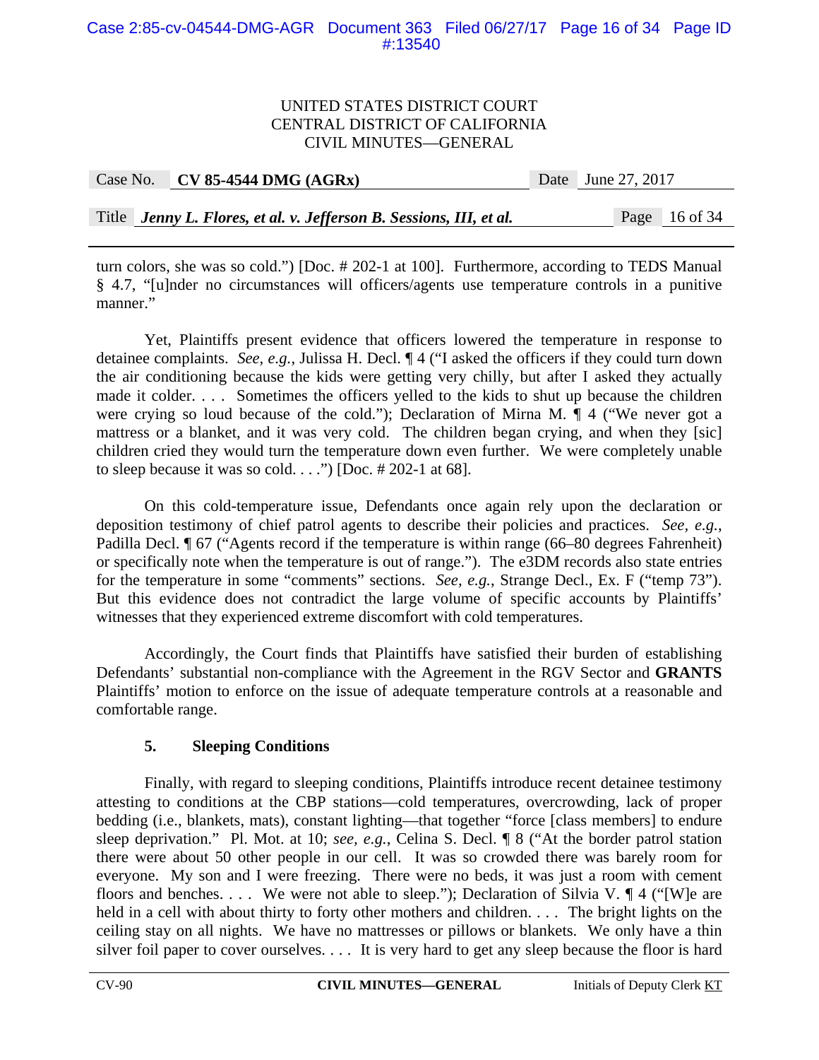turn colors, she was so cold.") [Doc. # 202-1 at 100]. Furthermore, according to TEDS Manual § 4.7, "[u]nder no circumstances will officers/agents use temperature controls in a punitive manner."

Yet, Plaintiffs present evidence that officers lowered the temperature in response to detainee complaints. *See, e.g.*, Julissa H. Decl. ¶ 4 ("I asked the officers if they could turn down the air conditioning because the kids were getting very chilly, but after I asked they actually made it colder. . . . Sometimes the officers yelled to the kids to shut up because the children were crying so loud because of the cold."); Declaration of Mirna M. ¶ 4 ("We never got a mattress or a blanket, and it was very cold. The children began crying, and when they [sic] children cried they would turn the temperature down even further. We were completely unable to sleep because it was so cold. . . .") [Doc. # 202-1 at 68].

On this cold-temperature issue, Defendants once again rely upon the declaration or deposition testimony of chief patrol agents to describe their policies and practices. *See, e.g.*, Padilla Decl. ¶ 67 ("Agents record if the temperature is within range (66–80 degrees Fahrenheit) or specifically note when the temperature is out of range."). The e3DM records also state entries for the temperature in some "comments" sections. *See, e.g.*, Strange Decl., Ex. F ("temp 73"). But this evidence does not contradict the large volume of specific accounts by Plaintiffs' witnesses that they experienced extreme discomfort with cold temperatures.

Accordingly, the Court finds that Plaintiffs have satisfied their burden of establishing Defendants' substantial non-compliance with the Agreement in the RGV Sector and **GRANTS** Plaintiffs' motion to enforce on the issue of adequate temperature controls at a reasonable and comfortable range.

**5. Sleeping Conditions**

Finally, with regard to sleeping conditions, Plaintiffs introduce recent detainee testimony attesting to conditions at the CBP stations—cold temperatures, overcrowding, lack of proper bedding (i.e., blankets, mats), constant lighting—that together "force [class members] to endure sleep deprivation." Pl. Mot. at 10; *see, e.g.*, Celina S. Decl. ¶ 8 ("At the border patrol station there were about 50 other people in our cell. It was so crowded there was barely room for everyone. My son and I were freezing. There were no beds, it was just a room with cement floors and benches. . . . We were not able to sleep."); Declaration of Silvia V. ¶ 4 ("[W]e are held in a cell with about thirty to forty other mothers and children. . . . The bright lights on the ceiling stay on all nights. We have no mattresses or pillows or blankets. We only have a thin silver foil paper to cover ourselves. . . . It is very hard to get any sleep because the floor is hard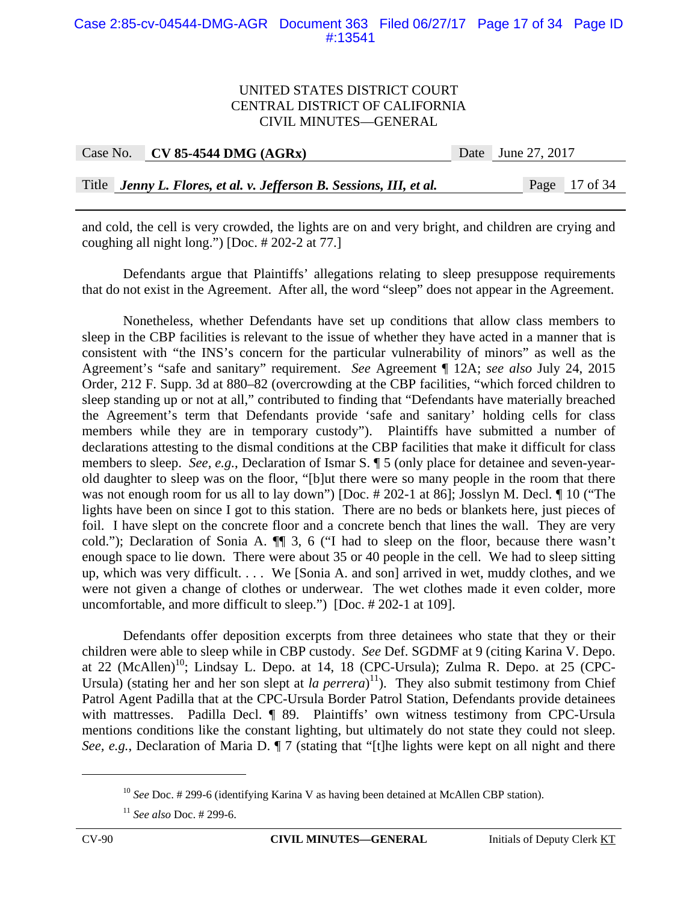and cold, the cell is very crowded, the lights are on and very bright, and children are crying and coughing all night long.") [Doc. # 202-2 at 77.]

Defendants argue that Plaintiffs' allegations relating to sleep presuppose requirements that do not exist in the Agreement. After all, the word "sleep" does not appear in the Agreement.

Nonetheless, whether Defendants have set up conditions that allow class members to sleep in the CBP facilities is relevant to the issue of whether they have acted in a manner that is consistent with "the INS's concern for the particular vulnerability of minors" as well as the Agreement's "safe and sanitary" requirement. *See* Agreement ¶ 12A; *see also* July 24, 2015 Order, 212 F. Supp. 3d at 880–82 (overcrowding at the CBP facilities, "which forced children to sleep standing up or not at all," contributed to finding that "Defendants have materially breached the Agreement's term that Defendants provide 'safe and sanitary' holding cells for class members while they are in temporary custody"). Plaintiffs have submitted a number of declarations attesting to the dismal conditions at the CBP facilities that make it difficult for class members to sleep. *See, e.g.*, Declaration of Ismar S. ¶ 5 (only place for detainee and seven-year-old daughter to sleep was on the floor, "[b]ut there were so many people in the room that there was not enough room for us all to lay down") [Doc. # 202-1 at 86]; Josslyn M. Decl. ¶ 10 ("The lights have been on since I got to this station. There are no beds or blankets here, just pieces of foil. I have slept on the concrete floor and a concrete bench that lines the wall. They are very cold."); Declaration of Sonia A. ¶¶ 3, 6 ("I had to sleep on the floor, because there wasn't enough space to lie down. There were about 35 or 40 people in the cell. We had to sleep sitting up, which was very difficult. . . . We [Sonia A. and son] arrived in wet, muddy clothes, and we were not given a change of clothes or underwear. The wet clothes made it even colder, more uncomfortable, and more difficult to sleep.") [Doc. # 202-1 at 109].

Defendants offer deposition excerpts from three detainees who state that they or their children were able to sleep while in CBP custody. *See* Def. SGDMF at 9 (citing Karina V. Depo. at 22 (McAllen)[10]; Lindsay L. Depo. at 14, 18 (CPC-Ursula); Zulma R. Depo. at 25 (CPC-Ursula) (stating her and her son slept at *la perrera*)[11]). They also submit testimony from Chief Patrol Agent Padilla that at the CPC-Ursula Border Patrol Station, Defendants provide detainees with mattresses. Padilla Decl. ¶ 89. Plaintiffs' own witness testimony from CPC-Ursula mentions conditions like the constant lighting, but ultimately do not state they could not sleep. *See, e.g.*, Declaration of Maria D. ¶ 7 (stating that "[t]he lights were kept on all night and there

---

[10] *See* Doc. # 299-6 (identifying Karina V as having been detained at McAllen CBP station).

[11] *See also* Doc. # 299-6.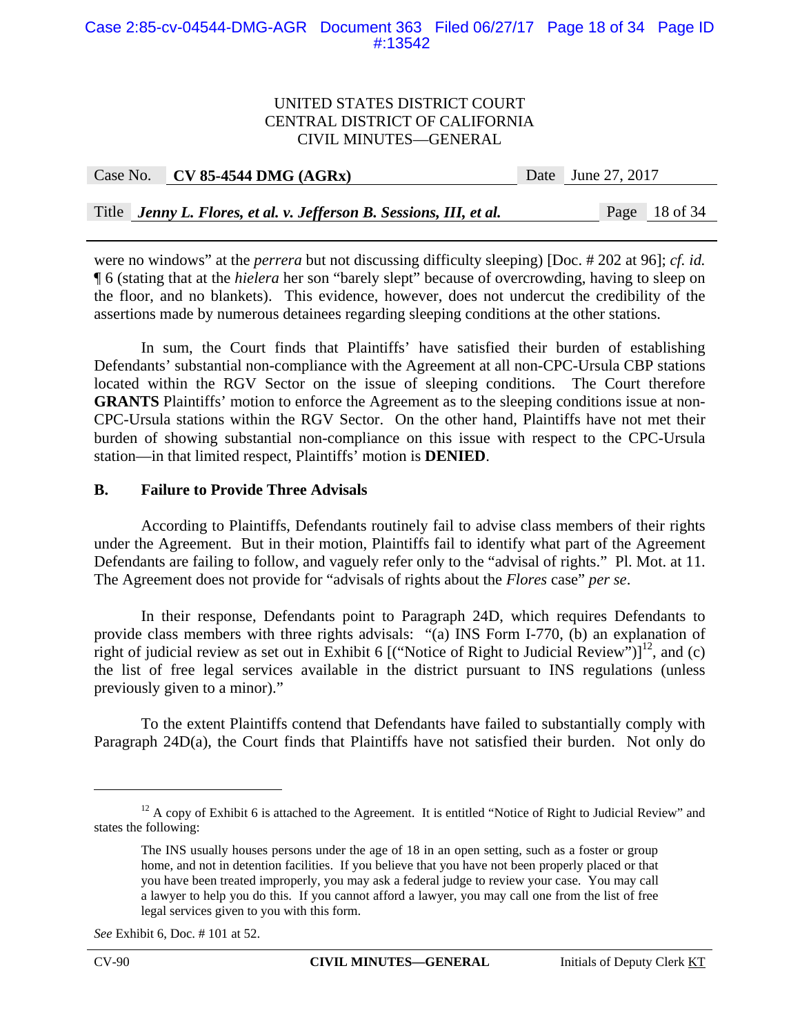were no windows" at the *perrera* but not discussing difficulty sleeping) [Doc. # 202 at 96]; *cf. id.* ¶ 6 (stating that at the *hielera* her son "barely slept" because of overcrowding, having to sleep on the floor, and no blankets). This evidence, however, does not undercut the credibility of the assertions made by numerous detainees regarding sleeping conditions at the other stations.

In sum, the Court finds that Plaintiffs' have satisfied their burden of establishing Defendants' substantial non-compliance with the Agreement at all non-CPC-Ursula CBP stations located within the RGV Sector on the issue of sleeping conditions. The Court therefore **GRANTS** Plaintiffs' motion to enforce the Agreement as to the sleeping conditions issue at non-CPC-Ursula stations within the RGV Sector. On the other hand, Plaintiffs have not met their burden of showing substantial non-compliance on this issue with respect to the CPC-Ursula station—in that limited respect, Plaintiffs' motion is **DENIED**.

### B. Failure to Provide Three Advisals

According to Plaintiffs, Defendants routinely fail to advise class members of their rights under the Agreement. But in their motion, Plaintiffs fail to identify what part of the Agreement Defendants are failing to follow, and vaguely refer only to the "advisal of rights." Pl. Mot. at 11. The Agreement does not provide for "advisals of rights about the *Flores* case" *per se*.

In their response, Defendants point to Paragraph 24D, which requires Defendants to provide class members with three rights advisals: "(a) INS Form I-770, (b) an explanation of right of judicial review as set out in Exhibit 6 [("Notice of Right to Judicial Review")][12], and (c) the list of free legal services available in the district pursuant to INS regulations (unless previously given to a minor)."

To the extent Plaintiffs contend that Defendants have failed to substantially comply with Paragraph 24D(a), the Court finds that Plaintiffs have not satisfied their burden. Not only do

---

[12] A copy of Exhibit 6 is attached to the Agreement. It is entitled "Notice of Right to Judicial Review" and states the following:

> The INS usually houses persons under the age of 18 in an open setting, such as a foster or group home, and not in detention facilities. If you believe that you have not been properly placed or that you have been treated improperly, you may ask a federal judge to review your case. You may call a lawyer to help you do this. If you cannot afford a lawyer, you may call one from the list of free legal services given to you with this form.

*See* Exhibit 6, Doc. # 101 at 52.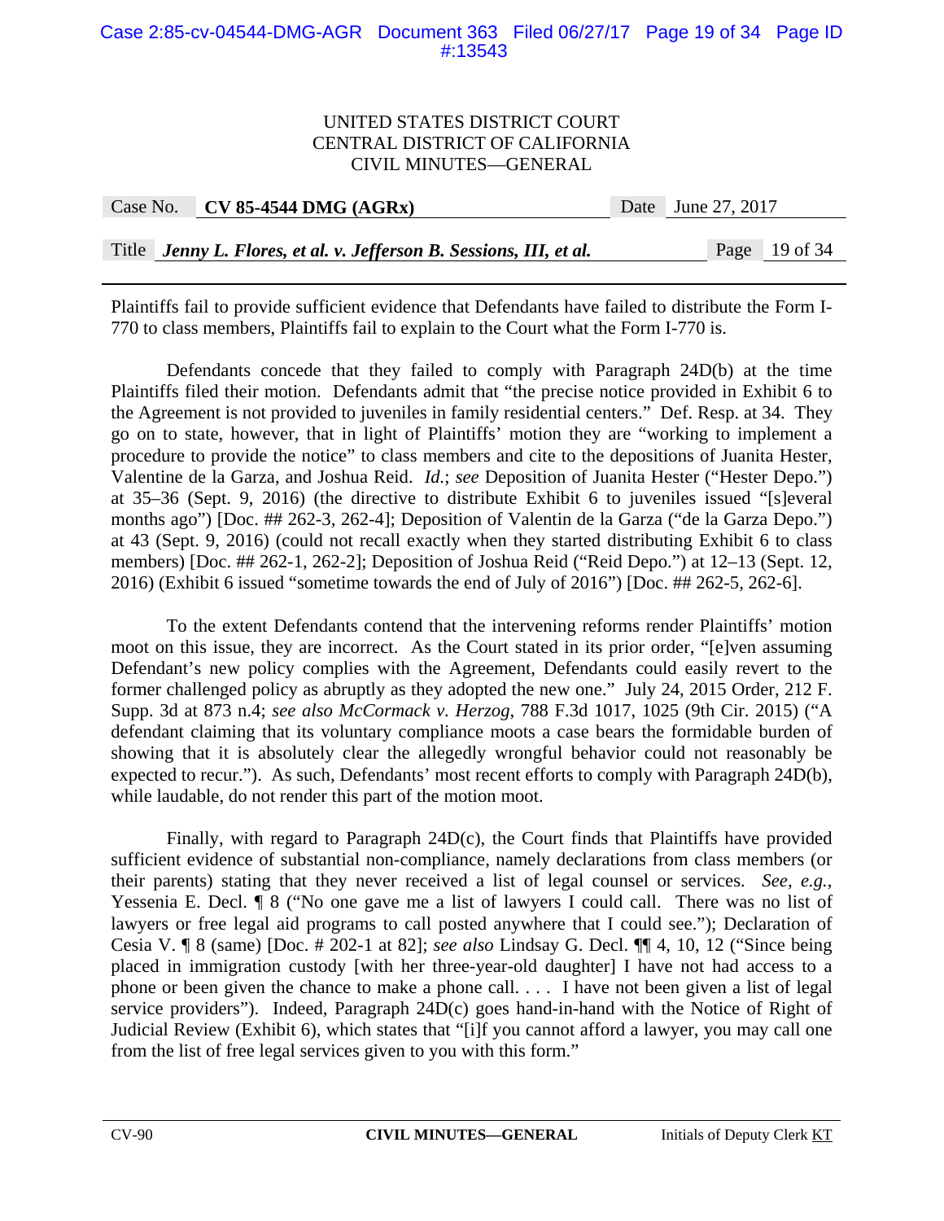Plaintiffs fail to provide sufficient evidence that Defendants have failed to distribute the Form I-770 to class members, Plaintiffs fail to explain to the Court what the Form I-770 is.

Defendants concede that they failed to comply with Paragraph 24D(b) at the time Plaintiffs filed their motion. Defendants admit that "the precise notice provided in Exhibit 6 to the Agreement is not provided to juveniles in family residential centers." Def. Resp. at 34. They go on to state, however, that in light of Plaintiffs' motion they are "working to implement a procedure to provide the notice" to class members and cite to the depositions of Juanita Hester, Valentine de la Garza, and Joshua Reid. *Id.*; *see* Deposition of Juanita Hester ("Hester Depo.") at 35–36 (Sept. 9, 2016) (the directive to distribute Exhibit 6 to juveniles issued "[s]everal months ago") [Doc. ## 262-3, 262-4]; Deposition of Valentin de la Garza ("de la Garza Depo.") at 43 (Sept. 9, 2016) (could not recall exactly when they started distributing Exhibit 6 to class members) [Doc. ## 262-1, 262-2]; Deposition of Joshua Reid ("Reid Depo.") at 12–13 (Sept. 12, 2016) (Exhibit 6 issued "sometime towards the end of July of 2016") [Doc. ## 262-5, 262-6].

To the extent Defendants contend that the intervening reforms render Plaintiffs' motion moot on this issue, they are incorrect. As the Court stated in its prior order, "[e]ven assuming Defendant's new policy complies with the Agreement, Defendants could easily revert to the former challenged policy as abruptly as they adopted the new one." July 24, 2015 Order, 212 F. Supp. 3d at 873 n.4; *see also McCormack v. Herzog*, 788 F.3d 1017, 1025 (9th Cir. 2015) ("A defendant claiming that its voluntary compliance moots a case bears the formidable burden of showing that it is absolutely clear the allegedly wrongful behavior could not reasonably be expected to recur."). As such, Defendants' most recent efforts to comply with Paragraph 24D(b), while laudable, do not render this part of the motion moot.

Finally, with regard to Paragraph 24D(c), the Court finds that Plaintiffs have provided sufficient evidence of substantial non-compliance, namely declarations from class members (or their parents) stating that they never received a list of legal counsel or services. *See, e.g.*, Yessenia E. Decl. ¶ 8 ("No one gave me a list of lawyers I could call. There was no list of lawyers or free legal aid programs to call posted anywhere that I could see."); Declaration of Cesia V. ¶ 8 (same) [Doc. # 202-1 at 82]; *see also* Lindsay G. Decl. ¶¶ 4, 10, 12 ("Since being placed in immigration custody [with her three-year-old daughter] I have not had access to a phone or been given the chance to make a phone call. . . . I have not been given a list of legal service providers"). Indeed, Paragraph 24D(c) goes hand-in-hand with the Notice of Right of Judicial Review (Exhibit 6), which states that "[i]f you cannot afford a lawyer, you may call one from the list of free legal services given to you with this form."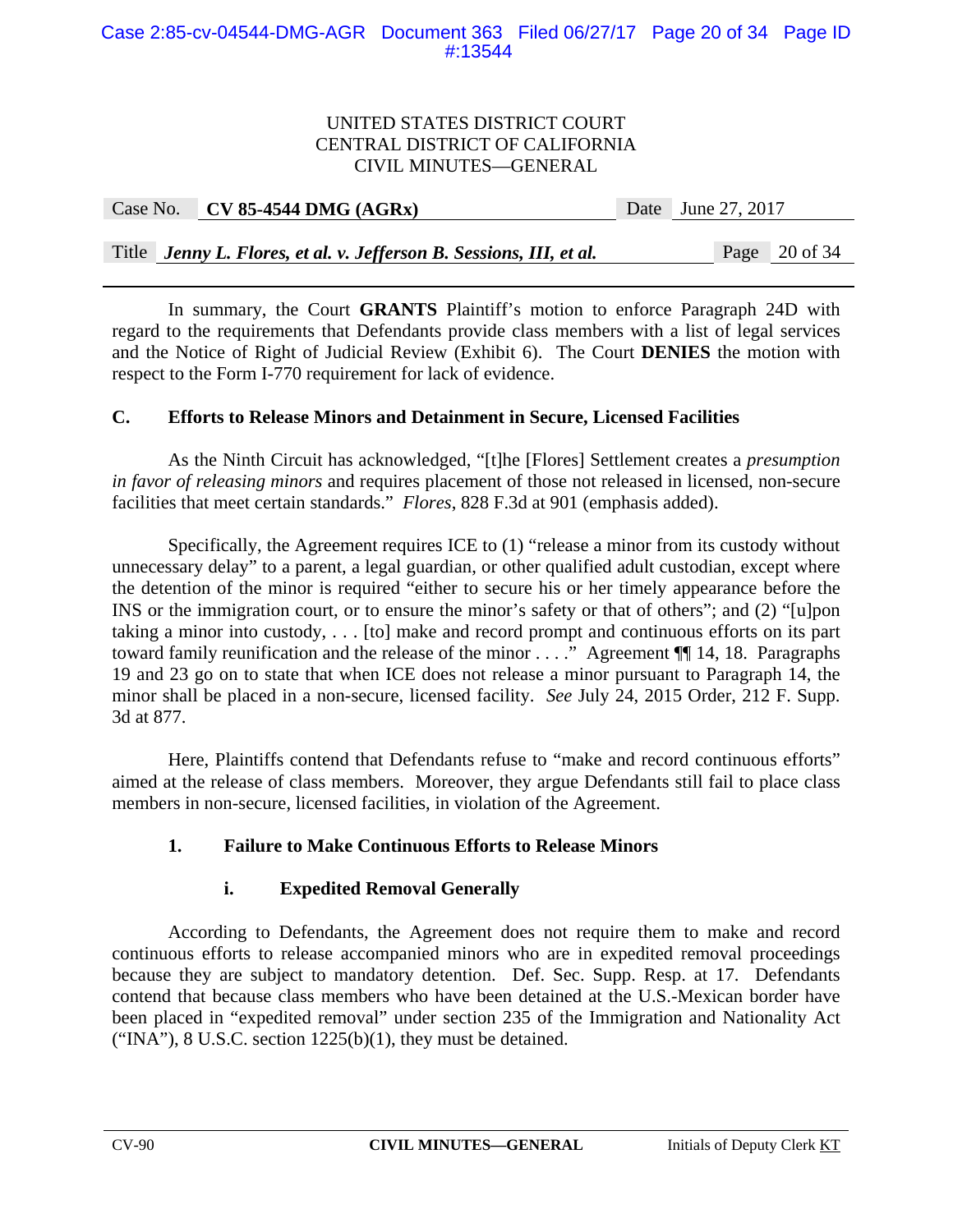In summary, the Court **GRANTS** Plaintiff's motion to enforce Paragraph 24D with regard to the requirements that Defendants provide class members with a list of legal services and the Notice of Right of Judicial Review (Exhibit 6). The Court **DENIES** the motion with respect to the Form I-770 requirement for lack of evidence.

### C. Efforts to Release Minors and Detainment in Secure, Licensed Facilities

As the Ninth Circuit has acknowledged, "[t]he [Flores] Settlement creates a *presumption in favor of releasing minors* and requires placement of those not released in licensed, non-secure facilities that meet certain standards." *Flores*, 828 F.3d at 901 (emphasis added).

Specifically, the Agreement requires ICE to (1) "release a minor from its custody without unnecessary delay" to a parent, a legal guardian, or other qualified adult custodian, except where the detention of the minor is required "either to secure his or her timely appearance before the INS or the immigration court, or to ensure the minor's safety or that of others"; and (2) "[u]pon taking a minor into custody, . . . [to] make and record prompt and continuous efforts on its part toward family reunification and the release of the minor . . . ." Agreement ¶¶ 14, 18. Paragraphs 19 and 23 go on to state that when ICE does not release a minor pursuant to Paragraph 14, the minor shall be placed in a non-secure, licensed facility. *See* July 24, 2015 Order, 212 F. Supp. 3d at 877.

Here, Plaintiffs contend that Defendants refuse to "make and record continuous efforts" aimed at the release of class members. Moreover, they argue Defendants still fail to place class members in non-secure, licensed facilities, in violation of the Agreement.

#### 1. Failure to Make Continuous Efforts to Release Minors

##### i. Expedited Removal Generally

According to Defendants, the Agreement does not require them to make and record continuous efforts to release accompanied minors who are in expedited removal proceedings because they are subject to mandatory detention. Def. Sec. Supp. Resp. at 17. Defendants contend that because class members who have been detained at the U.S.-Mexican border have been placed in "expedited removal" under section 235 of the Immigration and Nationality Act ("INA"), 8 U.S.C. section 1225(b)(1), they must be detained.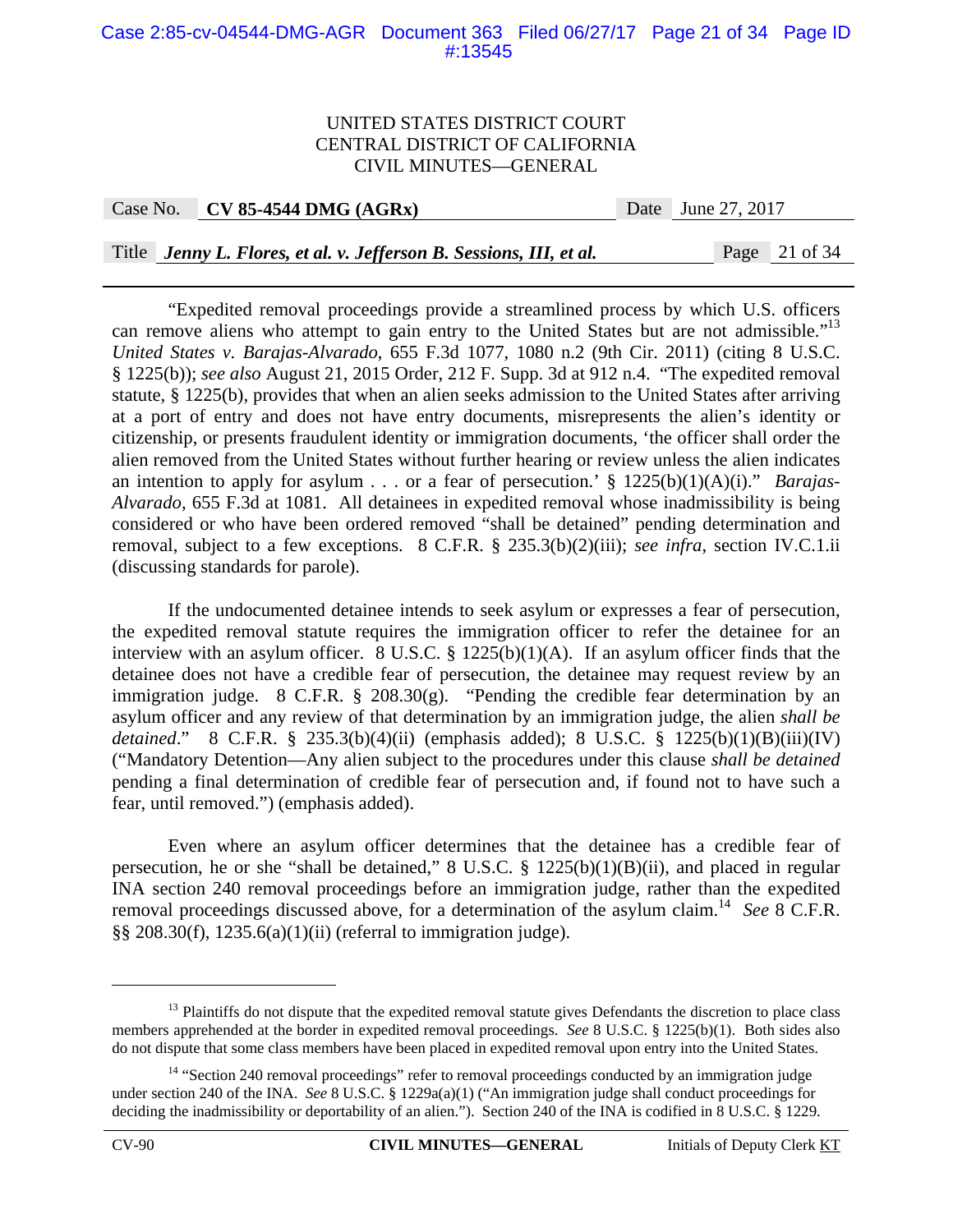"Expedited removal proceedings provide a streamlined process by which U.S. officers can remove aliens who attempt to gain entry to the United States but are not admissible."[13] *United States v. Barajas-Alvarado*, 655 F.3d 1077, 1080 n.2 (9th Cir. 2011) (citing 8 U.S.C. § 1225(b)); *see also* August 21, 2015 Order, 212 F. Supp. 3d at 912 n.4. "The expedited removal statute, § 1225(b), provides that when an alien seeks admission to the United States after arriving at a port of entry and does not have entry documents, misrepresents the alien's identity or citizenship, or presents fraudulent identity or immigration documents, 'the officer shall order the alien removed from the United States without further hearing or review unless the alien indicates an intention to apply for asylum . . . or a fear of persecution.' § 1225(b)(1)(A)(i)." *Barajas-Alvarado*, 655 F.3d at 1081. All detainees in expedited removal whose inadmissibility is being considered or who have been ordered removed "shall be detained" pending determination and removal, subject to a few exceptions. 8 C.F.R. § 235.3(b)(2)(iii); *see infra*, section IV.C.1.ii (discussing standards for parole).

If the undocumented detainee intends to seek asylum or expresses a fear of persecution, the expedited removal statute requires the immigration officer to refer the detainee for an interview with an asylum officer. 8 U.S.C. § 1225(b)(1)(A). If an asylum officer finds that the detainee does not have a credible fear of persecution, the detainee may request review by an immigration judge. 8 C.F.R. § 208.30(g). "Pending the credible fear determination by an asylum officer and any review of that determination by an immigration judge, the alien *shall be detained*." 8 C.F.R. § 235.3(b)(4)(ii) (emphasis added); 8 U.S.C. § 1225(b)(1)(B)(iii)(IV) ("Mandatory Detention—Any alien subject to the procedures under this clause *shall be detained* pending a final determination of credible fear of persecution and, if found not to have such a fear, until removed.") (emphasis added).

Even where an asylum officer determines that the detainee has a credible fear of persecution, he or she "shall be detained," 8 U.S.C. § 1225(b)(1)(B)(ii), and placed in regular INA section 240 removal proceedings before an immigration judge, rather than the expedited removal proceedings discussed above, for a determination of the asylum claim.[14] *See* 8 C.F.R. §§ 208.30(f), 1235.6(a)(1)(ii) (referral to immigration judge).

---

[13] Plaintiffs do not dispute that the expedited removal statute gives Defendants the discretion to place class members apprehended at the border in expedited removal proceedings. *See* 8 U.S.C. § 1225(b)(1). Both sides also do not dispute that some class members have been placed in expedited removal upon entry into the United States.

[14] "Section 240 removal proceedings" refer to removal proceedings conducted by an immigration judge under section 240 of the INA. *See* 8 U.S.C. § 1229a(a)(1) ("An immigration judge shall conduct proceedings for deciding the inadmissibility or deportability of an alien."). Section 240 of the INA is codified in 8 U.S.C. § 1229.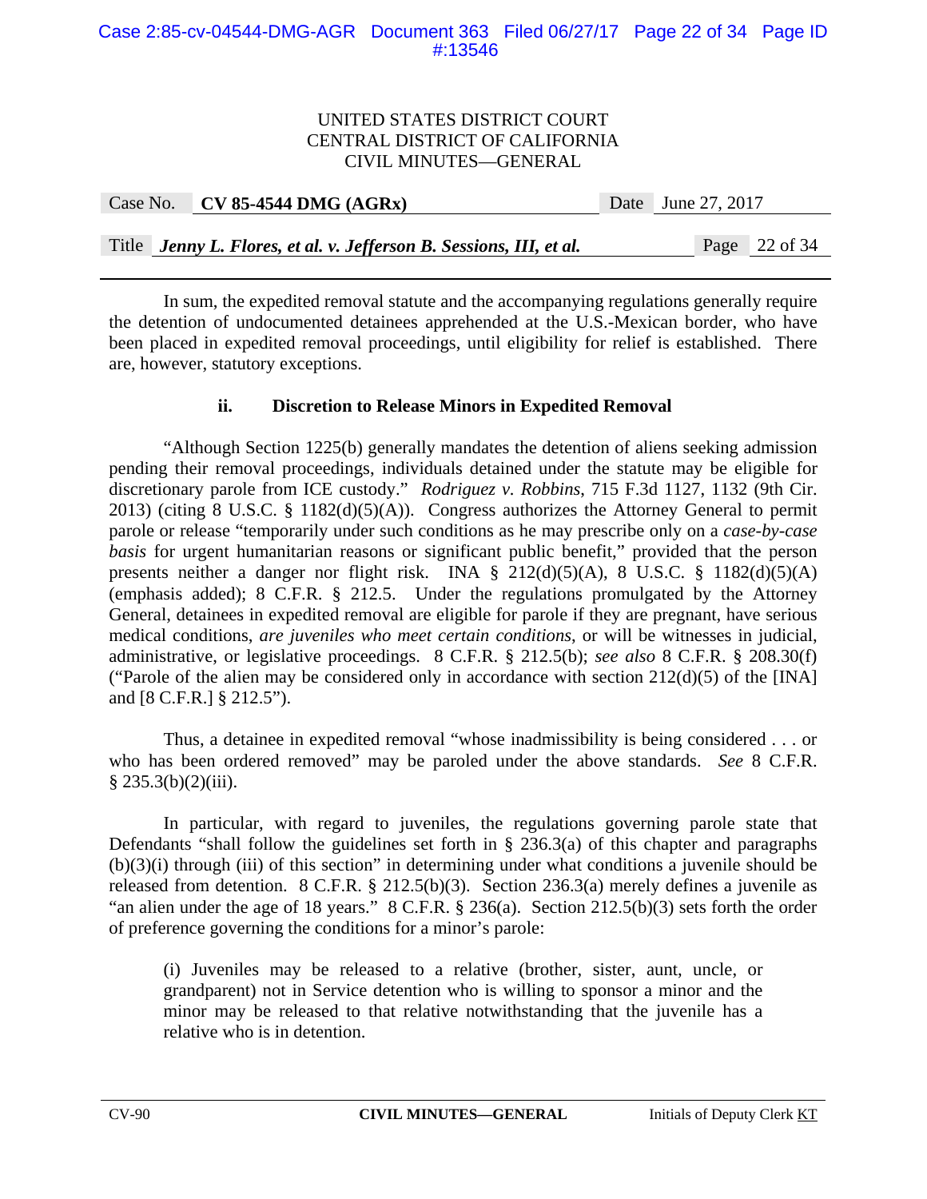In sum, the expedited removal statute and the accompanying regulations generally require the detention of undocumented detainees apprehended at the U.S.-Mexican border, who have been placed in expedited removal proceedings, until eligibility for relief is established. There are, however, statutory exceptions.

**ii. Discretion to Release Minors in Expedited Removal**

"Although Section 1225(b) generally mandates the detention of aliens seeking admission pending their removal proceedings, individuals detained under the statute may be eligible for discretionary parole from ICE custody." *Rodriguez v. Robbins*, 715 F.3d 1127, 1132 (9th Cir. 2013) (citing 8 U.S.C. § 1182(d)(5)(A)). Congress authorizes the Attorney General to permit parole or release "temporarily under such conditions as he may prescribe only on a *case-by-case basis* for urgent humanitarian reasons or significant public benefit," provided that the person presents neither a danger nor flight risk. INA § 212(d)(5)(A), 8 U.S.C. § 1182(d)(5)(A) (emphasis added); 8 C.F.R. § 212.5. Under the regulations promulgated by the Attorney General, detainees in expedited removal are eligible for parole if they are pregnant, have serious medical conditions, *are juveniles who meet certain conditions*, or will be witnesses in judicial, administrative, or legislative proceedings. 8 C.F.R. § 212.5(b); *see also* 8 C.F.R. § 208.30(f) ("Parole of the alien may be considered only in accordance with section 212(d)(5) of the [INA] and [8 C.F.R.] § 212.5").

Thus, a detainee in expedited removal "whose inadmissibility is being considered . . . or who has been ordered removed" may be paroled under the above standards. *See* 8 C.F.R. § 235.3(b)(2)(iii).

In particular, with regard to juveniles, the regulations governing parole state that Defendants "shall follow the guidelines set forth in § 236.3(a) of this chapter and paragraphs (b)(3)(i) through (iii) of this section" in determining under what conditions a juvenile should be released from detention. 8 C.F.R. § 212.5(b)(3). Section 236.3(a) merely defines a juvenile as "an alien under the age of 18 years." 8 C.F.R. § 236(a). Section 212.5(b)(3) sets forth the order of preference governing the conditions for a minor's parole:

> (i) Juveniles may be released to a relative (brother, sister, aunt, uncle, or grandparent) not in Service detention who is willing to sponsor a minor and the minor may be released to that relative notwithstanding that the juvenile has a relative who is in detention.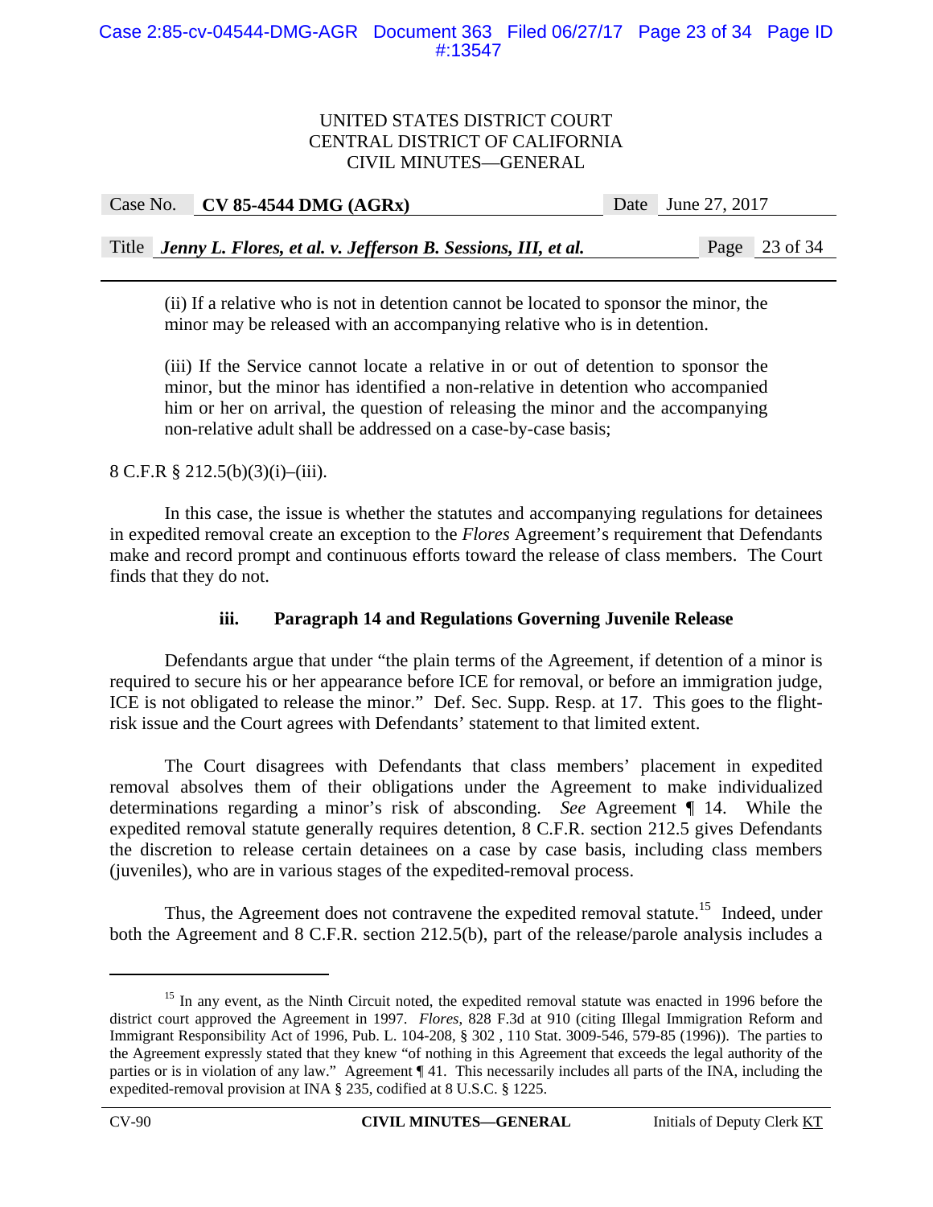(ii) If a relative who is not in detention cannot be located to sponsor the minor, the minor may be released with an accompanying relative who is in detention.

(iii) If the Service cannot locate a relative in or out of detention to sponsor the minor, but the minor has identified a non-relative in detention who accompanied him or her on arrival, the question of releasing the minor and the accompanying non-relative adult shall be addressed on a case-by-case basis;

8 C.F.R § 212.5(b)(3)(i)–(iii).

In this case, the issue is whether the statutes and accompanying regulations for detainees in expedited removal create an exception to the *Flores* Agreement's requirement that Defendants make and record prompt and continuous efforts toward the release of class members. The Court finds that they do not.

### iii. Paragraph 14 and Regulations Governing Juvenile Release

Defendants argue that under "the plain terms of the Agreement, if detention of a minor is required to secure his or her appearance before ICE for removal, or before an immigration judge, ICE is not obligated to release the minor." Def. Sec. Supp. Resp. at 17. This goes to the flight-risk issue and the Court agrees with Defendants' statement to that limited extent.

The Court disagrees with Defendants that class members' placement in expedited removal absolves them of their obligations under the Agreement to make individualized determinations regarding a minor's risk of absconding. *See* Agreement ¶ 14. While the expedited removal statute generally requires detention, 8 C.F.R. section 212.5 gives Defendants the discretion to release certain detainees on a case by case basis, including class members (juveniles), who are in various stages of the expedited-removal process.

Thus, the Agreement does not contravene the expedited removal statute.[15] Indeed, under both the Agreement and 8 C.F.R. section 212.5(b), part of the release/parole analysis includes a

---

[15] In any event, as the Ninth Circuit noted, the expedited removal statute was enacted in 1996 before the district court approved the Agreement in 1997. *Flores*, 828 F.3d at 910 (citing Illegal Immigration Reform and Immigrant Responsibility Act of 1996, Pub. L. 104-208, § 302 , 110 Stat. 3009-546, 579-85 (1996)). The parties to the Agreement expressly stated that they knew "of nothing in this Agreement that exceeds the legal authority of the parties or is in violation of any law." Agreement ¶ 41. This necessarily includes all parts of the INA, including the expedited-removal provision at INA § 235, codified at 8 U.S.C. § 1225.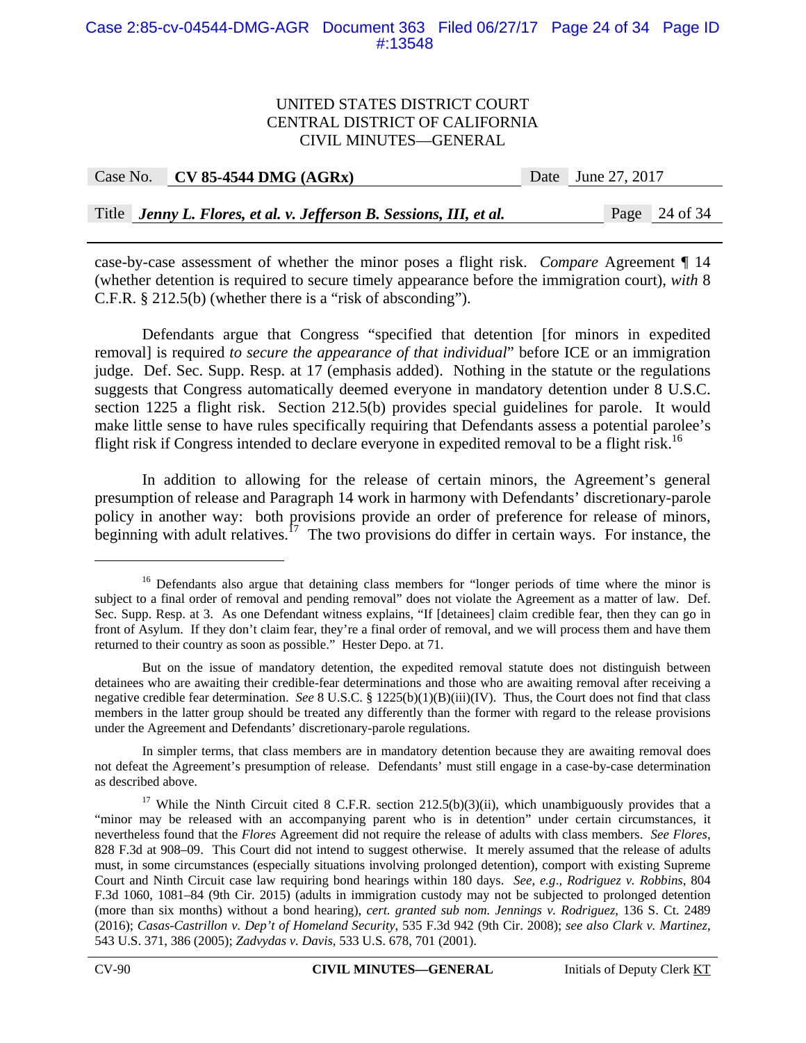case-by-case assessment of whether the minor poses a flight risk. *Compare* Agreement ¶ 14 (whether detention is required to secure timely appearance before the immigration court), *with* 8 C.F.R. § 212.5(b) (whether there is a "risk of absconding").

Defendants argue that Congress "specified that detention [for minors in expedited removal] is required *to secure the appearance of that individual*" before ICE or an immigration judge. Def. Sec. Supp. Resp. at 17 (emphasis added). Nothing in the statute or the regulations suggests that Congress automatically deemed everyone in mandatory detention under 8 U.S.C. section 1225 a flight risk. Section 212.5(b) provides special guidelines for parole. It would make little sense to have rules specifically requiring that Defendants assess a potential parolee's flight risk if Congress intended to declare everyone in expedited removal to be a flight risk.[16]

In addition to allowing for the release of certain minors, the Agreement's general presumption of release and Paragraph 14 work in harmony with Defendants' discretionary-parole policy in another way: both provisions provide an order of preference for release of minors, beginning with adult relatives.[17] The two provisions do differ in certain ways. For instance, the

---

[16] Defendants also argue that detaining class members for "longer periods of time where the minor is subject to a final order of removal and pending removal" does not violate the Agreement as a matter of law. Def. Sec. Supp. Resp. at 3. As one Defendant witness explains, "If [detainees] claim credible fear, then they can go in front of Asylum. If they don't claim fear, they're a final order of removal, and we will process them and have them returned to their country as soon as possible." Hester Depo. at 71.

But on the issue of mandatory detention, the expedited removal statute does not distinguish between detainees who are awaiting their credible-fear determinations and those who are awaiting removal after receiving a negative credible fear determination. *See* 8 U.S.C. § 1225(b)(1)(B)(iii)(IV). Thus, the Court does not find that class members in the latter group should be treated any differently than the former with regard to the release provisions under the Agreement and Defendants' discretionary-parole regulations.

In simpler terms, that class members are in mandatory detention because they are awaiting removal does not defeat the Agreement's presumption of release. Defendants' must still engage in a case-by-case determination as described above.

[17] While the Ninth Circuit cited 8 C.F.R. section 212.5(b)(3)(ii), which unambiguously provides that a "minor may be released with an accompanying parent who is in detention" under certain circumstances, it nevertheless found that the *Flores* Agreement did not require the release of adults with class members. *See Flores*, 828 F.3d at 908–09. This Court did not intend to suggest otherwise. It merely assumed that the release of adults must, in some circumstances (especially situations involving prolonged detention), comport with existing Supreme Court and Ninth Circuit case law requiring bond hearings within 180 days. *See, e.g.*, *Rodriguez v. Robbins*, 804 F.3d 1060, 1081–84 (9th Cir. 2015) (adults in immigration custody may not be subjected to prolonged detention (more than six months) without a bond hearing), *cert. granted sub nom. Jennings v. Rodriguez*, 136 S. Ct. 2489 (2016); *Casas-Castrillon v. Dep't of Homeland Security*, 535 F.3d 942 (9th Cir. 2008); *see also Clark v. Martinez*, 543 U.S. 371, 386 (2005); *Zadvydas v. Davis*, 533 U.S. 678, 701 (2001).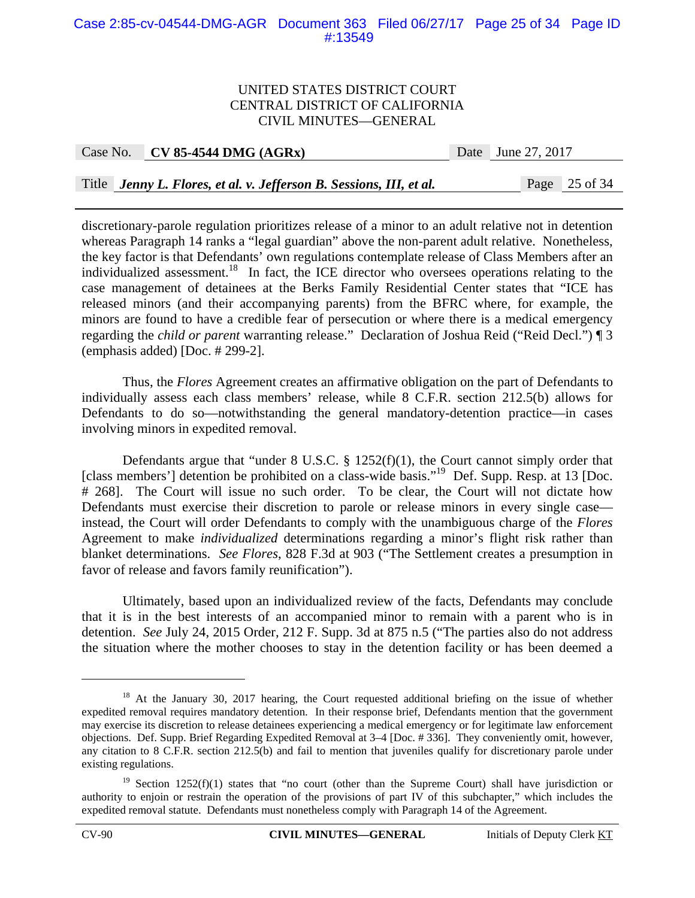discretionary-parole regulation prioritizes release of a minor to an adult relative not in detention whereas Paragraph 14 ranks a "legal guardian" above the non-parent adult relative. Nonetheless, the key factor is that Defendants' own regulations contemplate release of Class Members after an individualized assessment.[18] In fact, the ICE director who oversees operations relating to the case management of detainees at the Berks Family Residential Center states that "ICE has released minors (and their accompanying parents) from the BFRC where, for example, the minors are found to have a credible fear of persecution or where there is a medical emergency regarding the *child or parent* warranting release." Declaration of Joshua Reid ("Reid Decl.") ¶ 3 (emphasis added) [Doc. # 299-2].

Thus, the *Flores* Agreement creates an affirmative obligation on the part of Defendants to individually assess each class members' release, while 8 C.F.R. section 212.5(b) allows for Defendants to do so—notwithstanding the general mandatory-detention practice—in cases involving minors in expedited removal.

Defendants argue that "under 8 U.S.C. § 1252(f)(1), the Court cannot simply order that [class members'] detention be prohibited on a class-wide basis."[19] Def. Supp. Resp. at 13 [Doc. # 268]. The Court will issue no such order. To be clear, the Court will not dictate how Defendants must exercise their discretion to parole or release minors in every single case—instead, the Court will order Defendants to comply with the unambiguous charge of the *Flores* Agreement to make *individualized* determinations regarding a minor's flight risk rather than blanket determinations. *See Flores*, 828 F.3d at 903 ("The Settlement creates a presumption in favor of release and favors family reunification").

Ultimately, based upon an individualized review of the facts, Defendants may conclude that it is in the best interests of an accompanied minor to remain with a parent who is in detention. *See* July 24, 2015 Order, 212 F. Supp. 3d at 875 n.5 ("The parties also do not address the situation where the mother chooses to stay in the detention facility or has been deemed a

---

[18] At the January 30, 2017 hearing, the Court requested additional briefing on the issue of whether expedited removal requires mandatory detention. In their response brief, Defendants mention that the government may exercise its discretion to release detainees experiencing a medical emergency or for legitimate law enforcement objections. Def. Supp. Brief Regarding Expedited Removal at 3–4 [Doc. # 336]. They conveniently omit, however, any citation to 8 C.F.R. section 212.5(b) and fail to mention that juveniles qualify for discretionary parole under existing regulations.

[19] Section 1252(f)(1) states that "no court (other than the Supreme Court) shall have jurisdiction or authority to enjoin or restrain the operation of the provisions of part IV of this subchapter," which includes the expedited removal statute. Defendants must nonetheless comply with Paragraph 14 of the Agreement.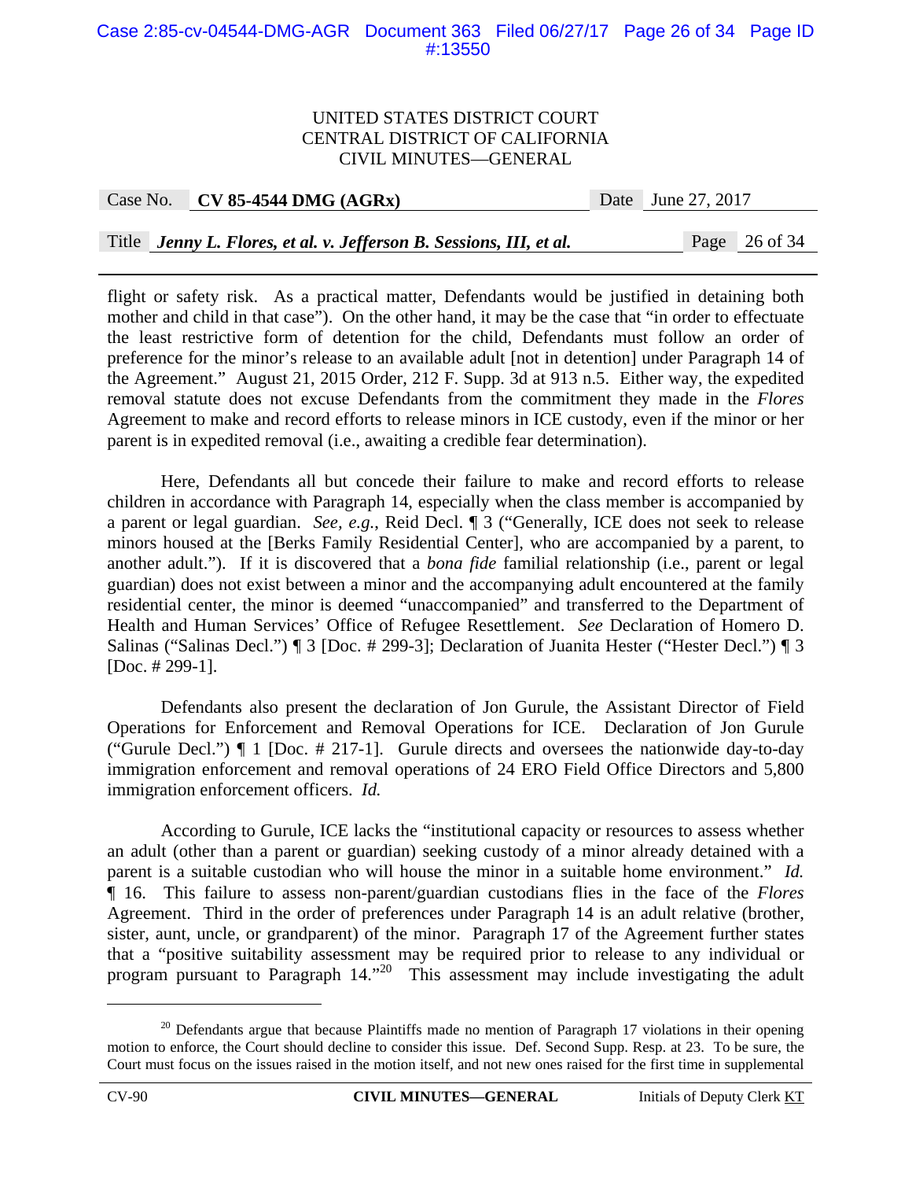flight or safety risk. As a practical matter, Defendants would be justified in detaining both mother and child in that case"). On the other hand, it may be the case that "in order to effectuate the least restrictive form of detention for the child, Defendants must follow an order of preference for the minor's release to an available adult [not in detention] under Paragraph 14 of the Agreement." August 21, 2015 Order, 212 F. Supp. 3d at 913 n.5. Either way, the expedited removal statute does not excuse Defendants from the commitment they made in the *Flores* Agreement to make and record efforts to release minors in ICE custody, even if the minor or her parent is in expedited removal (i.e., awaiting a credible fear determination).

Here, Defendants all but concede their failure to make and record efforts to release children in accordance with Paragraph 14, especially when the class member is accompanied by a parent or legal guardian. *See, e.g.*, Reid Decl. ¶ 3 ("Generally, ICE does not seek to release minors housed at the [Berks Family Residential Center], who are accompanied by a parent, to another adult."). If it is discovered that a *bona fide* familial relationship (i.e., parent or legal guardian) does not exist between a minor and the accompanying adult encountered at the family residential center, the minor is deemed "unaccompanied" and transferred to the Department of Health and Human Services' Office of Refugee Resettlement. *See* Declaration of Homero D. Salinas ("Salinas Decl.") ¶ 3 [Doc. # 299-3]; Declaration of Juanita Hester ("Hester Decl.") ¶ 3 [Doc. # 299-1].

Defendants also present the declaration of Jon Gurule, the Assistant Director of Field Operations for Enforcement and Removal Operations for ICE. Declaration of Jon Gurule ("Gurule Decl.") ¶ 1 [Doc. # 217-1]. Gurule directs and oversees the nationwide day-to-day immigration enforcement and removal operations of 24 ERO Field Office Directors and 5,800 immigration enforcement officers. *Id.*

According to Gurule, ICE lacks the "institutional capacity or resources to assess whether an adult (other than a parent or guardian) seeking custody of a minor already detained with a parent is a suitable custodian who will house the minor in a suitable home environment." *Id.* ¶ 16. This failure to assess non-parent/guardian custodians flies in the face of the *Flores* Agreement. Third in the order of preferences under Paragraph 14 is an adult relative (brother, sister, aunt, uncle, or grandparent) of the minor. Paragraph 17 of the Agreement further states that a "positive suitability assessment may be required prior to release to any individual or program pursuant to Paragraph 14."[20] This assessment may include investigating the adult

---

[20] Defendants argue that because Plaintiffs made no mention of Paragraph 17 violations in their opening motion to enforce, the Court should decline to consider this issue. Def. Second Supp. Resp. at 23. To be sure, the Court must focus on the issues raised in the motion itself, and not new ones raised for the first time in supplemental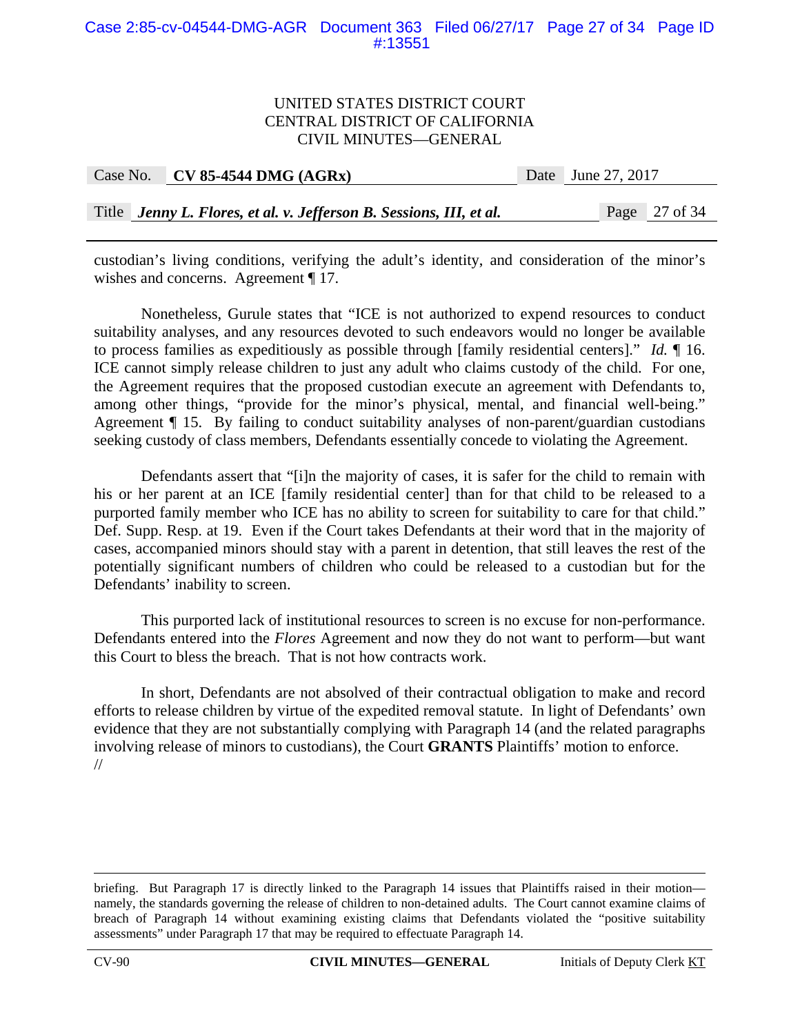custodian's living conditions, verifying the adult's identity, and consideration of the minor's wishes and concerns. Agreement ¶ 17.

Nonetheless, Gurule states that "ICE is not authorized to expend resources to conduct suitability analyses, and any resources devoted to such endeavors would no longer be available to process families as expeditiously as possible through [family residential centers]." *Id.* ¶ 16. ICE cannot simply release children to just any adult who claims custody of the child. For one, the Agreement requires that the proposed custodian execute an agreement with Defendants to, among other things, "provide for the minor's physical, mental, and financial well-being." Agreement ¶ 15. By failing to conduct suitability analyses of non-parent/guardian custodians seeking custody of class members, Defendants essentially concede to violating the Agreement.

Defendants assert that "[i]n the majority of cases, it is safer for the child to remain with his or her parent at an ICE [family residential center] than for that child to be released to a purported family member who ICE has no ability to screen for suitability to care for that child." Def. Supp. Resp. at 19. Even if the Court takes Defendants at their word that in the majority of cases, accompanied minors should stay with a parent in detention, that still leaves the rest of the potentially significant numbers of children who could be released to a custodian but for the Defendants' inability to screen.

This purported lack of institutional resources to screen is no excuse for non-performance. Defendants entered into the *Flores* Agreement and now they do not want to perform—but want this Court to bless the breach. That is not how contracts work.

In short, Defendants are not absolved of their contractual obligation to make and record efforts to release children by virtue of the expedited removal statute. In light of Defendants' own evidence that they are not substantially complying with Paragraph 14 (and the related paragraphs involving release of minors to custodians), the Court **GRANTS** Plaintiffs' motion to enforce.
//

---

briefing. But Paragraph 17 is directly linked to the Paragraph 14 issues that Plaintiffs raised in their motion—namely, the standards governing the release of children to non-detained adults. The Court cannot examine claims of breach of Paragraph 14 without examining existing claims that Defendants violated the "positive suitability assessments" under Paragraph 17 that may be required to effectuate Paragraph 14.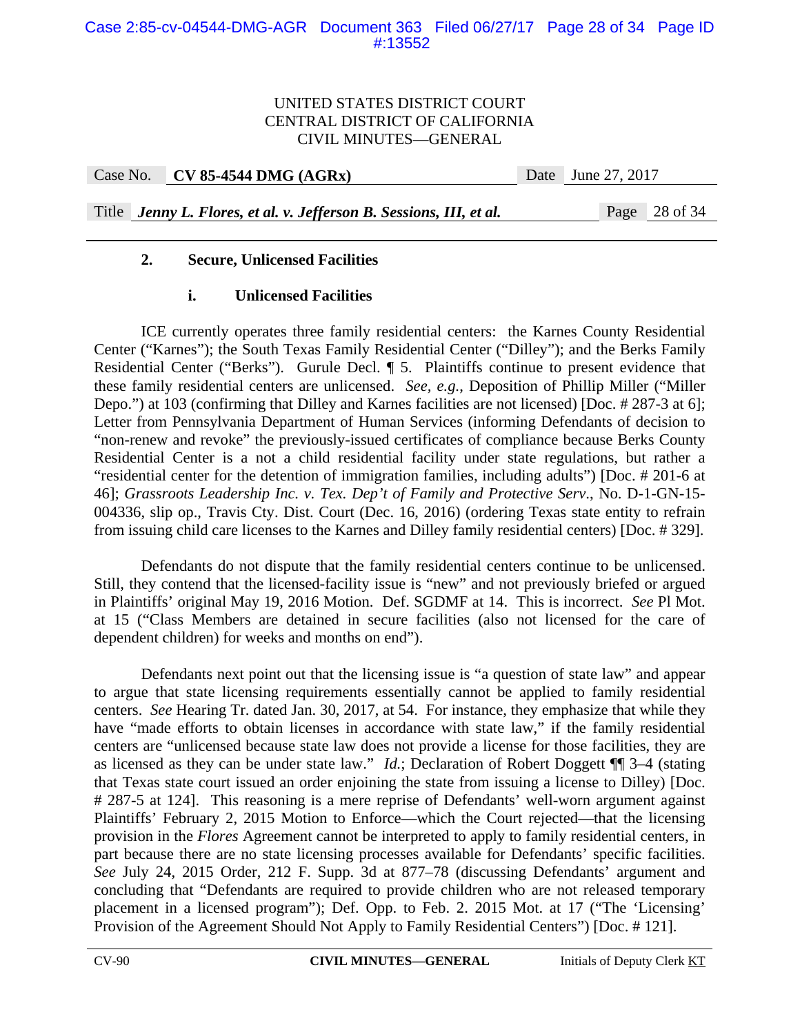### 2. Secure, Unlicensed Facilities

#### i. Unlicensed Facilities

ICE currently operates three family residential centers: the Karnes County Residential Center ("Karnes"); the South Texas Family Residential Center ("Dilley"); and the Berks Family Residential Center ("Berks"). Gurule Decl. ¶ 5. Plaintiffs continue to present evidence that these family residential centers are unlicensed. *See, e.g.*, Deposition of Phillip Miller ("Miller Depo.") at 103 (confirming that Dilley and Karnes facilities are not licensed) [Doc. # 287-3 at 6]; Letter from Pennsylvania Department of Human Services (informing Defendants of decision to "non-renew and revoke" the previously-issued certificates of compliance because Berks County Residential Center is a not a child residential facility under state regulations, but rather a "residential center for the detention of immigration families, including adults") [Doc. # 201-6 at 46]; *Grassroots Leadership Inc. v. Tex. Dep't of Family and Protective Serv.*, No. D-1-GN-15-004336, slip op., Travis Cty. Dist. Court (Dec. 16, 2016) (ordering Texas state entity to refrain from issuing child care licenses to the Karnes and Dilley family residential centers) [Doc. # 329].

Defendants do not dispute that the family residential centers continue to be unlicensed. Still, they contend that the licensed-facility issue is "new" and not previously briefed or argued in Plaintiffs' original May 19, 2016 Motion. Def. SGDMF at 14. This is incorrect. *See* Pl Mot. at 15 ("Class Members are detained in secure facilities (also not licensed for the care of dependent children) for weeks and months on end").

Defendants next point out that the licensing issue is "a question of state law" and appear to argue that state licensing requirements essentially cannot be applied to family residential centers. *See* Hearing Tr. dated Jan. 30, 2017, at 54. For instance, they emphasize that while they have "made efforts to obtain licenses in accordance with state law," if the family residential centers are "unlicensed because state law does not provide a license for those facilities, they are as licensed as they can be under state law." *Id.*; Declaration of Robert Doggett ¶¶ 3–4 (stating that Texas state court issued an order enjoining the state from issuing a license to Dilley) [Doc. # 287-5 at 124]. This reasoning is a mere reprise of Defendants' well-worn argument against Plaintiffs' February 2, 2015 Motion to Enforce—which the Court rejected—that the licensing provision in the *Flores* Agreement cannot be interpreted to apply to family residential centers, in part because there are no state licensing processes available for Defendants' specific facilities. *See* July 24, 2015 Order, 212 F. Supp. 3d at 877–78 (discussing Defendants' argument and concluding that "Defendants are required to provide children who are not released temporary placement in a licensed program"); Def. Opp. to Feb. 2. 2015 Mot. at 17 ("The 'Licensing' Provision of the Agreement Should Not Apply to Family Residential Centers") [Doc. # 121].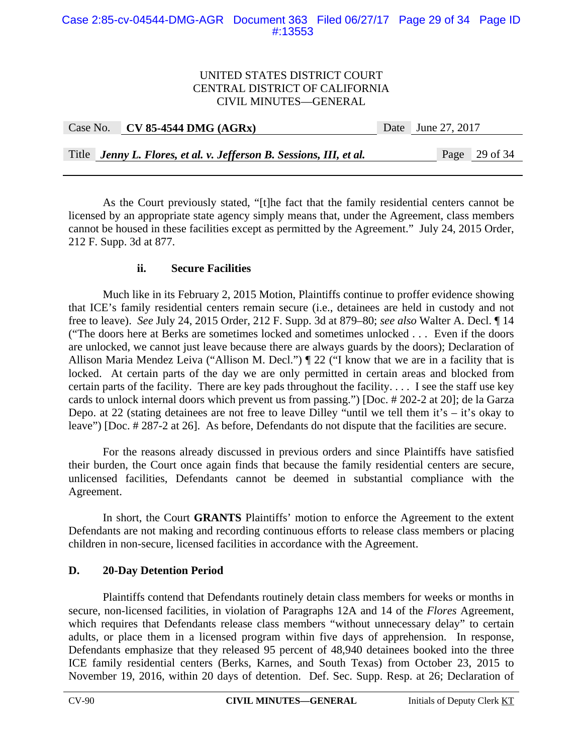As the Court previously stated, "[t]he fact that the family residential centers cannot be licensed by an appropriate state agency simply means that, under the Agreement, class members cannot be housed in these facilities except as permitted by the Agreement." July 24, 2015 Order, 212 F. Supp. 3d at 877.

#### ii. Secure Facilities

Much like in its February 2, 2015 Motion, Plaintiffs continue to proffer evidence showing that ICE's family residential centers remain secure (i.e., detainees are held in custody and not free to leave). *See* July 24, 2015 Order, 212 F. Supp. 3d at 879–80; *see also* Walter A. Decl. ¶ 14 ("The doors here at Berks are sometimes locked and sometimes unlocked . . . Even if the doors are unlocked, we cannot just leave because there are always guards by the doors); Declaration of Allison Maria Mendez Leiva ("Allison M. Decl.") ¶ 22 ("I know that we are in a facility that is locked. At certain parts of the day we are only permitted in certain areas and blocked from certain parts of the facility. There are key pads throughout the facility. . . . I see the staff use key cards to unlock internal doors which prevent us from passing.") [Doc. # 202-2 at 20]; de la Garza Depo. at 22 (stating detainees are not free to leave Dilley "until we tell them it's – it's okay to leave") [Doc. # 287-2 at 26]. As before, Defendants do not dispute that the facilities are secure.

For the reasons already discussed in previous orders and since Plaintiffs have satisfied their burden, the Court once again finds that because the family residential centers are secure, unlicensed facilities, Defendants cannot be deemed in substantial compliance with the Agreement.

In short, the Court **GRANTS** Plaintiffs' motion to enforce the Agreement to the extent Defendants are not making and recording continuous efforts to release class members or placing children in non-secure, licensed facilities in accordance with the Agreement.

### D. 20-Day Detention Period

Plaintiffs contend that Defendants routinely detain class members for weeks or months in secure, non-licensed facilities, in violation of Paragraphs 12A and 14 of the *Flores* Agreement, which requires that Defendants release class members "without unnecessary delay" to certain adults, or place them in a licensed program within five days of apprehension. In response, Defendants emphasize that they released 95 percent of 48,940 detainees booked into the three ICE family residential centers (Berks, Karnes, and South Texas) from October 23, 2015 to November 19, 2016, within 20 days of detention. Def. Sec. Supp. Resp. at 26; Declaration of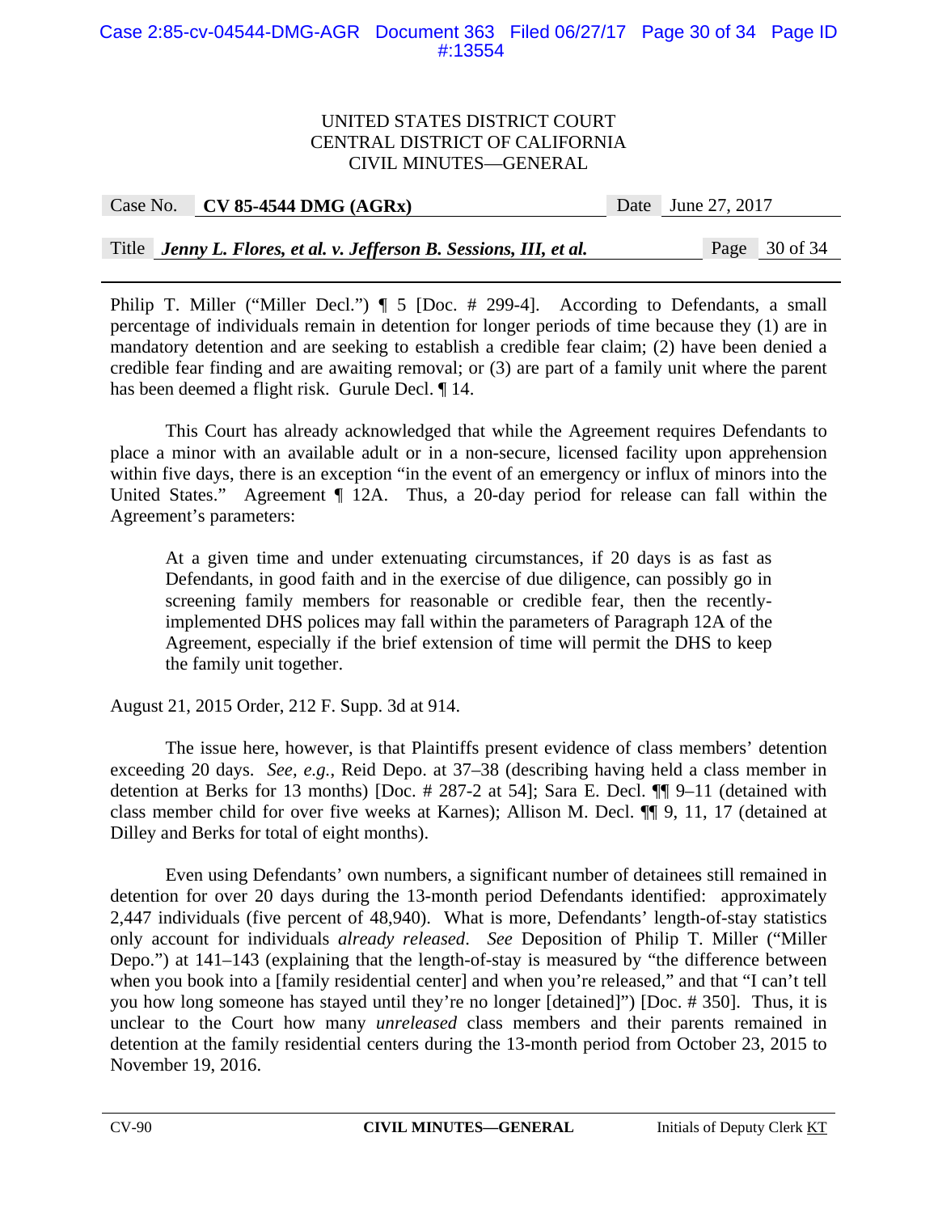Philip T. Miller ("Miller Decl.") ¶ 5 [Doc. # 299-4]. According to Defendants, a small percentage of individuals remain in detention for longer periods of time because they (1) are in mandatory detention and are seeking to establish a credible fear claim; (2) have been denied a credible fear finding and are awaiting removal; or (3) are part of a family unit where the parent has been deemed a flight risk. Gurule Decl. ¶ 14.

This Court has already acknowledged that while the Agreement requires Defendants to place a minor with an available adult or in a non-secure, licensed facility upon apprehension within five days, there is an exception "in the event of an emergency or influx of minors into the United States." Agreement ¶ 12A. Thus, a 20-day period for release can fall within the Agreement's parameters:

> At a given time and under extenuating circumstances, if 20 days is as fast as Defendants, in good faith and in the exercise of due diligence, can possibly go in screening family members for reasonable or credible fear, then the recently-implemented DHS polices may fall within the parameters of Paragraph 12A of the Agreement, especially if the brief extension of time will permit the DHS to keep the family unit together.

August 21, 2015 Order, 212 F. Supp. 3d at 914.

The issue here, however, is that Plaintiffs present evidence of class members' detention exceeding 20 days. *See, e.g.*, Reid Depo. at 37–38 (describing having held a class member in detention at Berks for 13 months) [Doc. # 287-2 at 54]; Sara E. Decl. ¶¶ 9–11 (detained with class member child for over five weeks at Karnes); Allison M. Decl. ¶¶ 9, 11, 17 (detained at Dilley and Berks for total of eight months).

Even using Defendants' own numbers, a significant number of detainees still remained in detention for over 20 days during the 13-month period Defendants identified: approximately 2,447 individuals (five percent of 48,940). What is more, Defendants' length-of-stay statistics only account for individuals *already released*. *See* Deposition of Philip T. Miller ("Miller Depo.") at 141–143 (explaining that the length-of-stay is measured by "the difference between when you book into a [family residential center] and when you're released," and that "I can't tell you how long someone has stayed until they're no longer [detained]") [Doc. # 350]. Thus, it is unclear to the Court how many *unreleased* class members and their parents remained in detention at the family residential centers during the 13-month period from October 23, 2015 to November 19, 2016.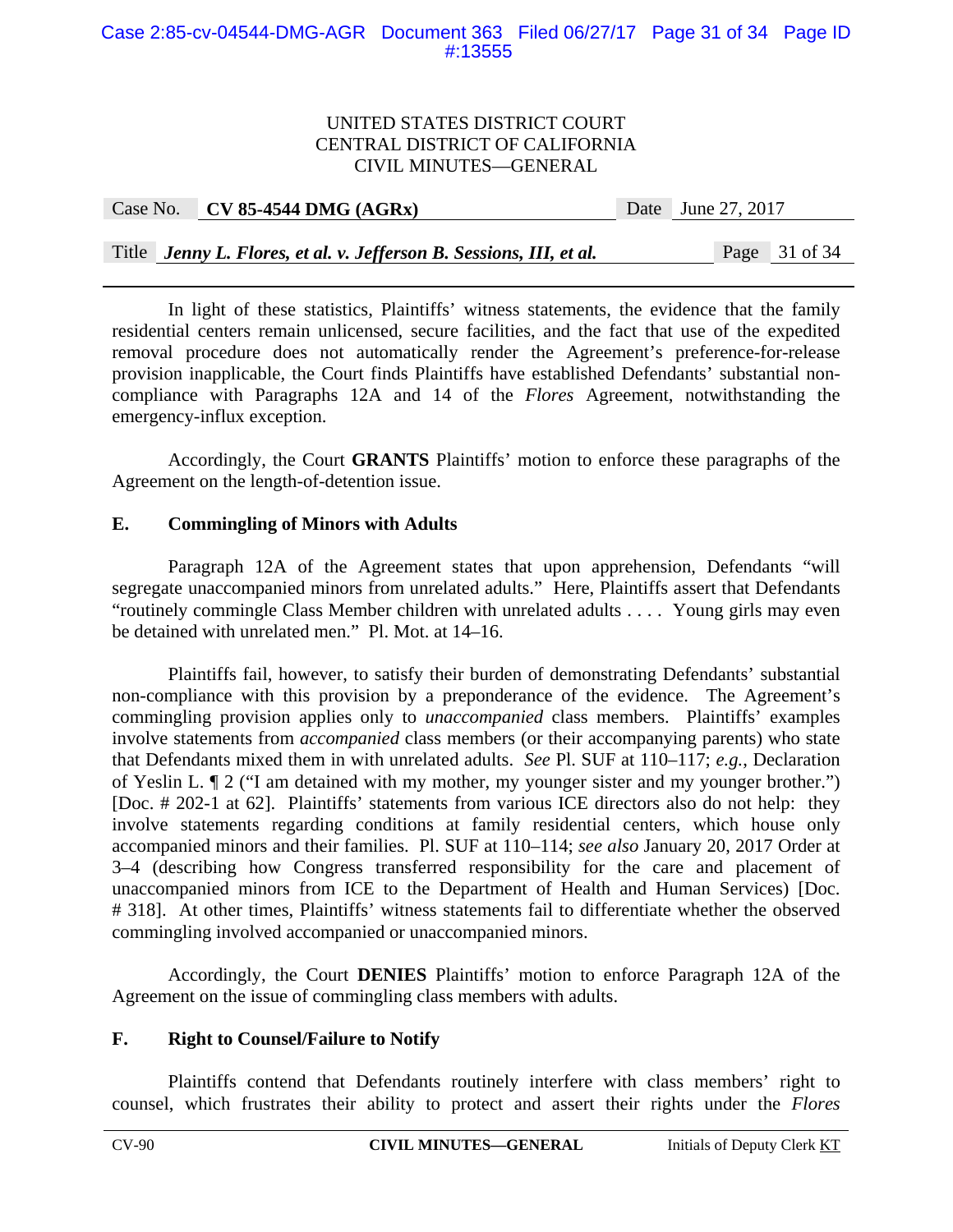In light of these statistics, Plaintiffs' witness statements, the evidence that the family residential centers remain unlicensed, secure facilities, and the fact that use of the expedited removal procedure does not automatically render the Agreement's preference-for-release provision inapplicable, the Court finds Plaintiffs have established Defendants' substantial non-compliance with Paragraphs 12A and 14 of the *Flores* Agreement, notwithstanding the emergency-influx exception.

Accordingly, the Court **GRANTS** Plaintiffs' motion to enforce these paragraphs of the Agreement on the length-of-detention issue.

### E. Commingling of Minors with Adults

Paragraph 12A of the Agreement states that upon apprehension, Defendants "will segregate unaccompanied minors from unrelated adults." Here, Plaintiffs assert that Defendants "routinely commingle Class Member children with unrelated adults . . . . Young girls may even be detained with unrelated men." Pl. Mot. at 14–16.

Plaintiffs fail, however, to satisfy their burden of demonstrating Defendants' substantial non-compliance with this provision by a preponderance of the evidence. The Agreement's commingling provision applies only to *unaccompanied* class members. Plaintiffs' examples involve statements from *accompanied* class members (or their accompanying parents) who state that Defendants mixed them in with unrelated adults. *See* Pl. SUF at 110–117; *e.g.*, Declaration of Yeslin L. ¶ 2 ("I am detained with my mother, my younger sister and my younger brother.") [Doc. # 202-1 at 62]. Plaintiffs' statements from various ICE directors also do not help: they involve statements regarding conditions at family residential centers, which house only accompanied minors and their families. Pl. SUF at 110–114; *see also* January 20, 2017 Order at 3–4 (describing how Congress transferred responsibility for the care and placement of unaccompanied minors from ICE to the Department of Health and Human Services) [Doc. # 318]. At other times, Plaintiffs' witness statements fail to differentiate whether the observed commingling involved accompanied or unaccompanied minors.

Accordingly, the Court **DENIES** Plaintiffs' motion to enforce Paragraph 12A of the Agreement on the issue of commingling class members with adults.

### F. Right to Counsel/Failure to Notify

Plaintiffs contend that Defendants routinely interfere with class members' right to counsel, which frustrates their ability to protect and assert their rights under the *Flores*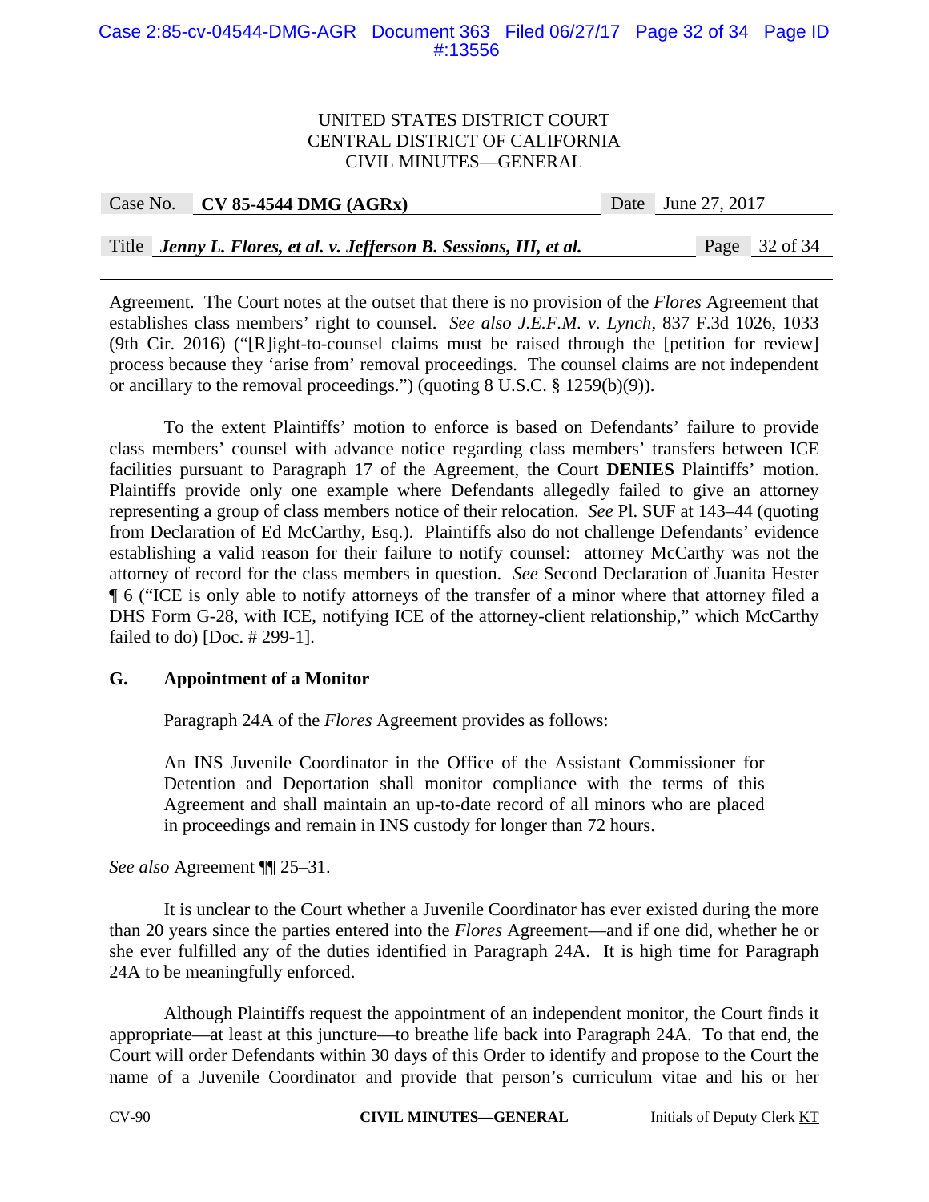Agreement. The Court notes at the outset that there is no provision of the *Flores* Agreement that establishes class members' right to counsel. *See also J.E.F.M. v. Lynch*, 837 F.3d 1026, 1033 (9th Cir. 2016) ("[R]ight-to-counsel claims must be raised through the [petition for review] process because they 'arise from' removal proceedings. The counsel claims are not independent or ancillary to the removal proceedings.") (quoting 8 U.S.C. § 1259(b)(9)).

To the extent Plaintiffs' motion to enforce is based on Defendants' failure to provide class members' counsel with advance notice regarding class members' transfers between ICE facilities pursuant to Paragraph 17 of the Agreement, the Court **DENIES** Plaintiffs' motion. Plaintiffs provide only one example where Defendants allegedly failed to give an attorney representing a group of class members notice of their relocation. *See* Pl. SUF at 143–44 (quoting from Declaration of Ed McCarthy, Esq.). Plaintiffs also do not challenge Defendants' evidence establishing a valid reason for their failure to notify counsel: attorney McCarthy was not the attorney of record for the class members in question. *See* Second Declaration of Juanita Hester ¶ 6 ("ICE is only able to notify attorneys of the transfer of a minor where that attorney filed a DHS Form G-28, with ICE, notifying ICE of the attorney-client relationship," which McCarthy failed to do) [Doc. # 299-1].

### G. Appointment of a Monitor

Paragraph 24A of the *Flores* Agreement provides as follows:

> An INS Juvenile Coordinator in the Office of the Assistant Commissioner for Detention and Deportation shall monitor compliance with the terms of this Agreement and shall maintain an up-to-date record of all minors who are placed in proceedings and remain in INS custody for longer than 72 hours.

*See also* Agreement ¶¶ 25–31.

It is unclear to the Court whether a Juvenile Coordinator has ever existed during the more than 20 years since the parties entered into the *Flores* Agreement—and if one did, whether he or she ever fulfilled any of the duties identified in Paragraph 24A. It is high time for Paragraph 24A to be meaningfully enforced.

Although Plaintiffs request the appointment of an independent monitor, the Court finds it appropriate—at least at this juncture—to breathe life back into Paragraph 24A. To that end, the Court will order Defendants within 30 days of this Order to identify and propose to the Court the name of a Juvenile Coordinator and provide that person's curriculum vitae and his or her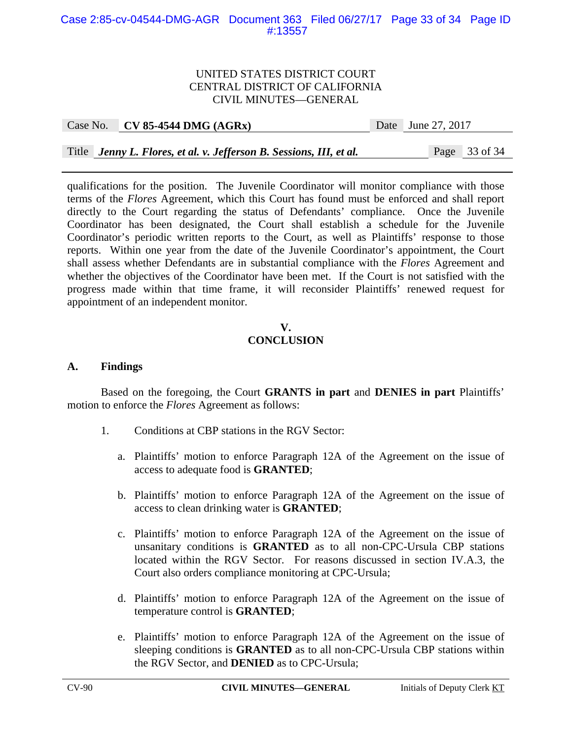qualifications for the position. The Juvenile Coordinator will monitor compliance with those terms of the *Flores* Agreement, which this Court has found must be enforced and shall report directly to the Court regarding the status of Defendants' compliance. Once the Juvenile Coordinator has been designated, the Court shall establish a schedule for the Juvenile Coordinator's periodic written reports to the Court, as well as Plaintiffs' response to those reports. Within one year from the date of the Juvenile Coordinator's appointment, the Court shall assess whether Defendants are in substantial compliance with the *Flores* Agreement and whether the objectives of the Coordinator have been met. If the Court is not satisfied with the progress made within that time frame, it will reconsider Plaintiffs' renewed request for appointment of an independent monitor.

## V.
## CONCLUSION

### A. Findings

Based on the foregoing, the Court **GRANTS in part** and **DENIES in part** Plaintiffs' motion to enforce the *Flores* Agreement as follows:

1. Conditions at CBP stations in the RGV Sector:

   a. Plaintiffs' motion to enforce Paragraph 12A of the Agreement on the issue of access to adequate food is **GRANTED**;

   b. Plaintiffs' motion to enforce Paragraph 12A of the Agreement on the issue of access to clean drinking water is **GRANTED**;

   c. Plaintiffs' motion to enforce Paragraph 12A of the Agreement on the issue of unsanitary conditions is **GRANTED** as to all non-CPC-Ursula CBP stations located within the RGV Sector. For reasons discussed in section IV.A.3, the Court also orders compliance monitoring at CPC-Ursula;

   d. Plaintiffs' motion to enforce Paragraph 12A of the Agreement on the issue of temperature control is **GRANTED**;

   e. Plaintiffs' motion to enforce Paragraph 12A of the Agreement on the issue of sleeping conditions is **GRANTED** as to all non-CPC-Ursula CBP stations within the RGV Sector, and **DENIED** as to CPC-Ursula;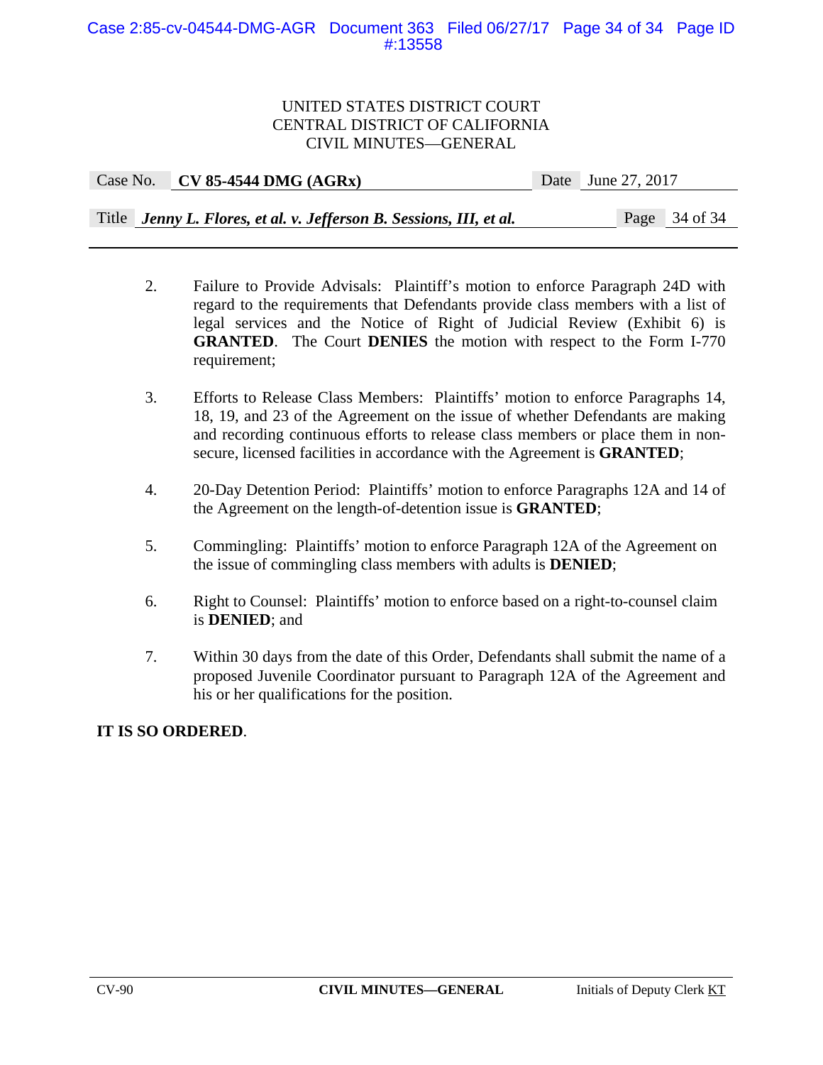UNITED STATES DISTRICT COURT
CENTRAL DISTRICT OF CALIFORNIA
CIVIL MINUTES—GENERAL

| | | | |
|---|---|---|---|
| Case No. | **CV 85-4544 DMG (AGRx)** | Date | June 27, 2017 |
| Title | ***Jenny L. Flores, et al. v. Jefferson B. Sessions, III, et al.*** | | |

2. Failure to Provide Advisals: Plaintiff's motion to enforce Paragraph 24D with regard to the requirements that Defendants provide class members with a list of legal services and the Notice of Right of Judicial Review (Exhibit 6) is **GRANTED**. The Court **DENIES** the motion with respect to the Form I-770 requirement;

3. Efforts to Release Class Members: Plaintiffs' motion to enforce Paragraphs 14, 18, 19, and 23 of the Agreement on the issue of whether Defendants are making and recording continuous efforts to release class members or place them in non-secure, licensed facilities in accordance with the Agreement is **GRANTED**;

4. 20-Day Detention Period: Plaintiffs' motion to enforce Paragraphs 12A and 14 of the Agreement on the length-of-detention issue is **GRANTED**;

5. Commingling: Plaintiffs' motion to enforce Paragraph 12A of the Agreement on the issue of commingling class members with adults is **DENIED**;

6. Right to Counsel: Plaintiffs' motion to enforce based on a right-to-counsel claim is **DENIED**; and

7. Within 30 days from the date of this Order, Defendants shall submit the name of a proposed Juvenile Coordinator pursuant to Paragraph 12A of the Agreement and his or her qualifications for the position.

**IT IS SO ORDERED**.

CV-90 **CIVIL MINUTES—GENERAL** Initials of Deputy Clerk KT